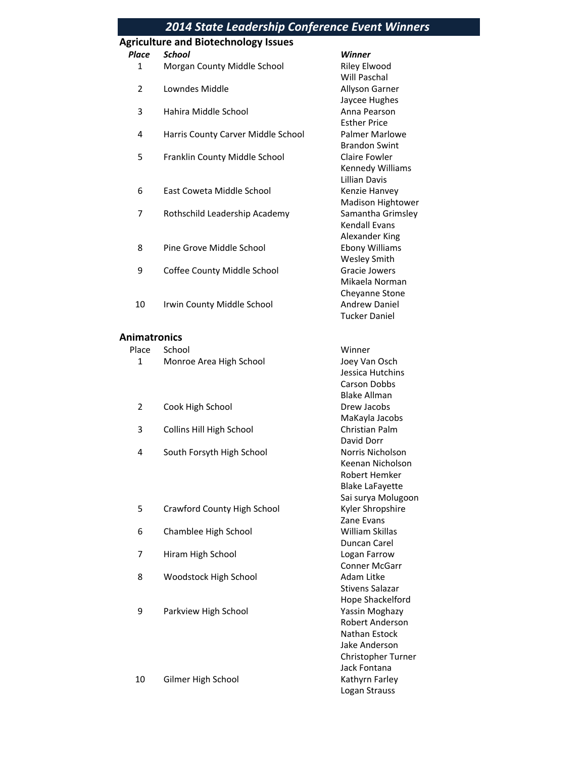# 2014 State Leadership Conference Event Winners

## Agriculture and Biotechnology Issues

| *Place* | *School* | *Winner* |
|---|---|---|
| 1 | Morgan County Middle School | Riley Elwood |
| | | Will Paschal |
| 2 | Lowndes Middle | Allyson Garner |
| | | Jaycee Hughes |
| 3 | Hahira Middle School | Anna Pearson |
| | | Esther Price |
| 4 | Harris County Carver Middle School | Palmer Marlowe |
| | | Brandon Swint |
| 5 | Franklin County Middle School | Claire Fowler |
| | | Kennedy Williams |
| | | Lillian Davis |
| 6 | East Coweta Middle School | Kenzie Hanvey |
| | | Madison Hightower |
| 7 | Rothschild Leadership Academy | Samantha Grimsley |
| | | Kendall Evans |
| | | Alexander King |
| 8 | Pine Grove Middle School | Ebony Williams |
| | | Wesley Smith |
| 9 | Coffee County Middle School | Gracie Jowers |
| | | Mikaela Norman |
| | | Cheyanne Stone |
| 10 | Irwin County Middle School | Andrew Daniel |
| | | Tucker Daniel |

## Animatronics

| Place | School | Winner |
|---|---|---|
| 1 | Monroe Area High School | Joey Van Osch |
| | | Jessica Hutchins |
| | | Carson Dobbs |
| | | Blake Allman |
| 2 | Cook High School | Drew Jacobs |
| | | MaKayla Jacobs |
| 3 | Collins Hill High School | Christian Palm |
| | | David Dorr |
| 4 | South Forsyth High School | Norris Nicholson |
| | | Keenan Nicholson |
| | | Robert Hemker |
| | | Blake LaFayette |
| | | Sai surya Molugoon |
| 5 | Crawford County High School | Kyler Shropshire |
| | | Zane Evans |
| 6 | Chamblee High School | William Skillas |
| | | Duncan Carel |
| 7 | Hiram High School | Logan Farrow |
| | | Conner McGarr |
| 8 | Woodstock High School | Adam Litke |
| | | Stivens Salazar |
| | | Hope Shackelford |
| 9 | Parkview High School | Yassin Moghazy |
| | | Robert Anderson |
| | | Nathan Estock |
| | | Jake Anderson |
| | | Christopher Turner |
| | | Jack Fontana |
| 10 | Gilmer High School | Kathyrn Farley |
| | | Logan Strauss |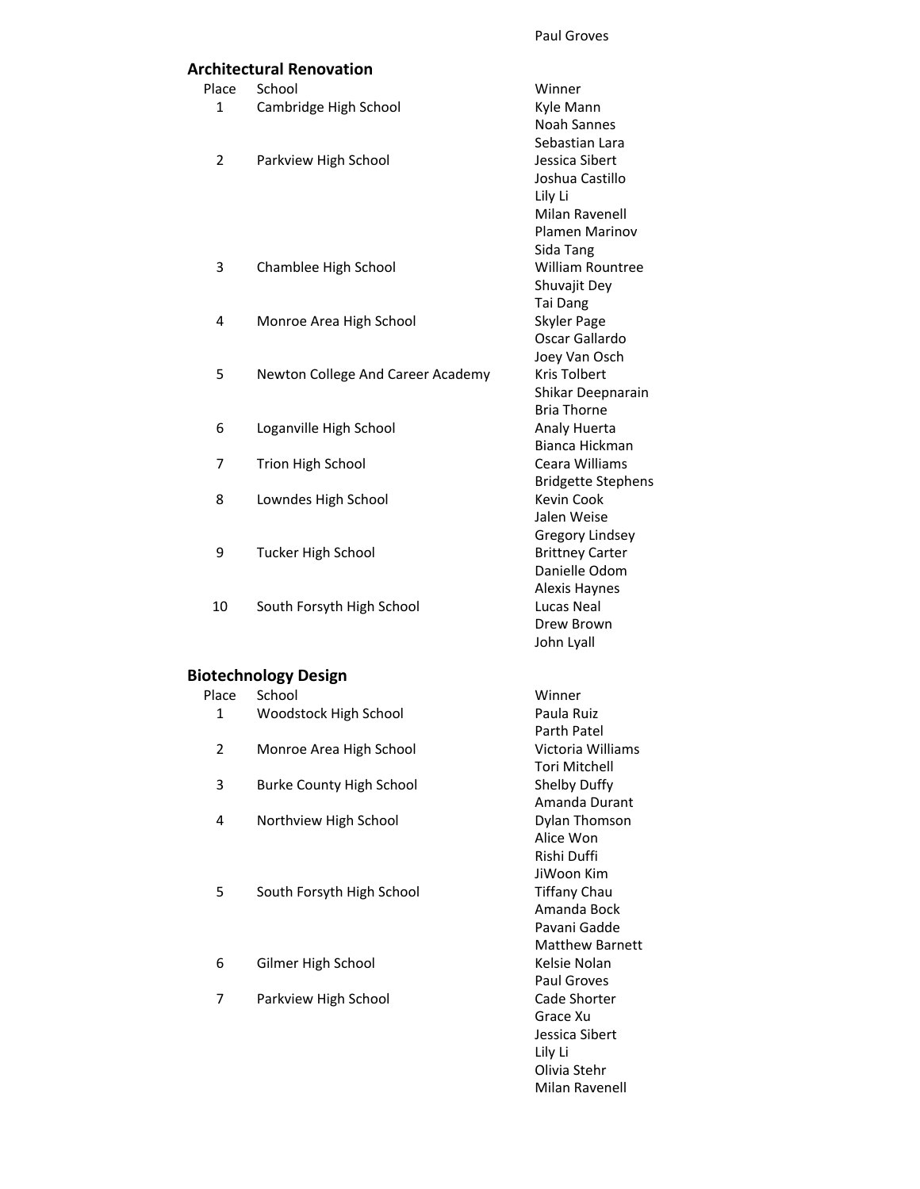Paul Groves

## Architectural Renovation

| Place | School | Winner |
|---|---|---|
| 1 | Cambridge High School | Kyle Mann |
| | | Noah Sannes |
| | | Sebastian Lara |
| 2 | Parkview High School | Jessica Sibert |
| | | Joshua Castillo |
| | | Lily Li |
| | | Milan Ravenell |
| | | Plamen Marinov |
| | | Sida Tang |
| 3 | Chamblee High School | William Rountree |
| | | Shuvajit Dey |
| | | Tai Dang |
| 4 | Monroe Area High School | Skyler Page |
| | | Oscar Gallardo |
| | | Joey Van Osch |
| 5 | Newton College And Career Academy | Kris Tolbert |
| | | Shikar Deepnarain |
| | | Bria Thorne |
| 6 | Loganville High School | Analy Huerta |
| | | Bianca Hickman |
| 7 | Trion High School | Ceara Williams |
| | | Bridgette Stephens |
| 8 | Lowndes High School | Kevin Cook |
| | | Jalen Weise |
| | | Gregory Lindsey |
| 9 | Tucker High School | Brittney Carter |
| | | Danielle Odom |
| | | Alexis Haynes |
| 10 | South Forsyth High School | Lucas Neal |
| | | Drew Brown |
| | | John Lyall |

## Biotechnology Design

| Place | School | Winner |
|---|---|---|
| 1 | Woodstock High School | Paula Ruiz |
| | | Parth Patel |
| 2 | Monroe Area High School | Victoria Williams |
| | | Tori Mitchell |
| 3 | Burke County High School | Shelby Duffy |
| | | Amanda Durant |
| 4 | Northview High School | Dylan Thomson |
| | | Alice Won |
| | | Rishi Duffi |
| | | JiWoon Kim |
| 5 | South Forsyth High School | Tiffany Chau |
| | | Amanda Bock |
| | | Pavani Gadde |
| | | Matthew Barnett |
| 6 | Gilmer High School | Kelsie Nolan |
| | | Paul Groves |
| 7 | Parkview High School | Cade Shorter |
| | | Grace Xu |
| | | Jessica Sibert |
| | | Lily Li |
| | | Olivia Stehr |
| | | Milan Ravenell |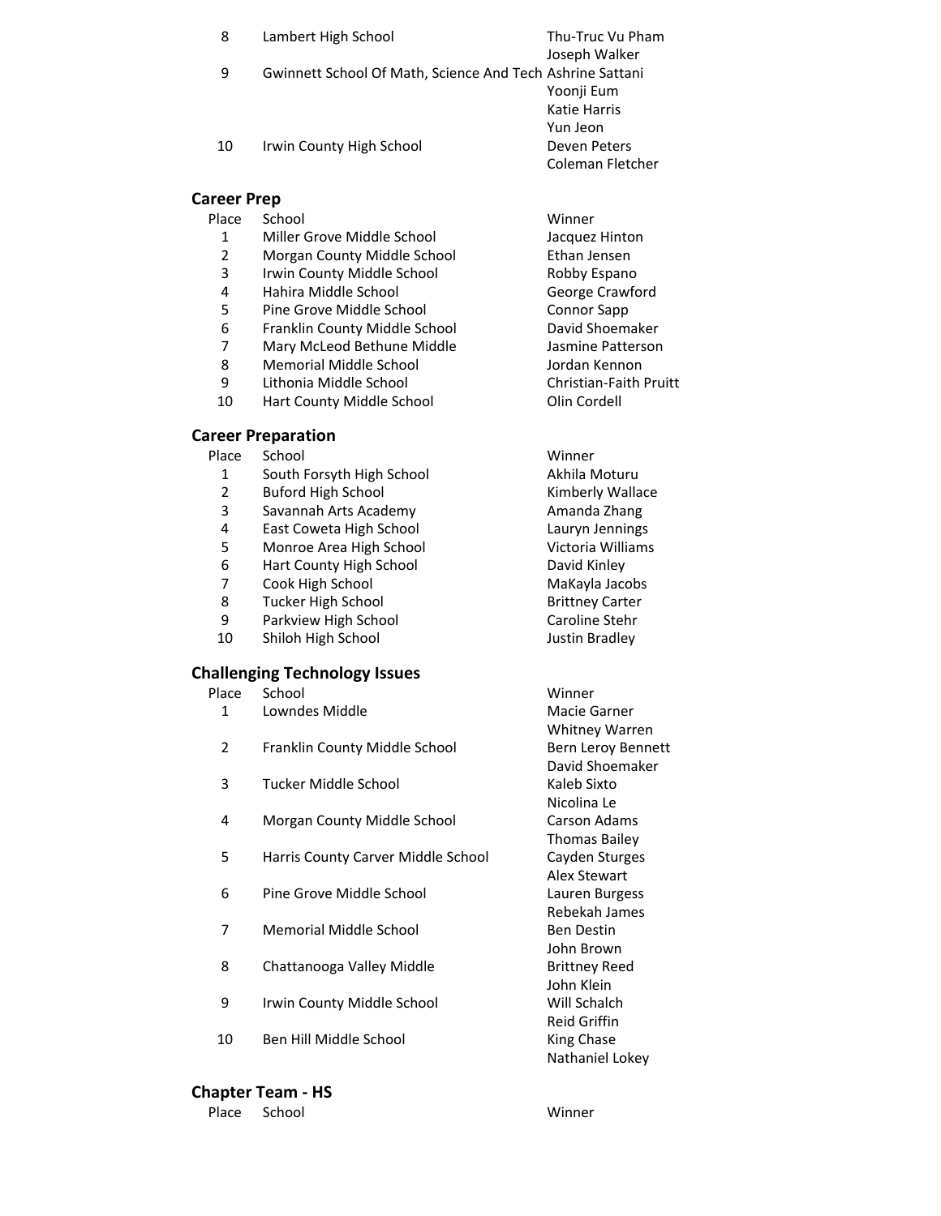| Place | School | Winner |
|---|---|---|
| 8 | Lambert High School | Thu-Truc Vu Pham |
| | | Joseph Walker |
| 9 | Gwinnett School Of Math, Science And Tech | Ashrine Sattani |
| | | Yoonji Eum |
| | | Katie Harris |
| | | Yun Jeon |
| 10 | Irwin County High School | Deven Peters |
| | | Coleman Fletcher |

## Career Prep

| Place | School | Winner |
|---|---|---|
| 1 | Miller Grove Middle School | Jacquez Hinton |
| 2 | Morgan County Middle School | Ethan Jensen |
| 3 | Irwin County Middle School | Robby Espano |
| 4 | Hahira Middle School | George Crawford |
| 5 | Pine Grove Middle School | Connor Sapp |
| 6 | Franklin County Middle School | David Shoemaker |
| 7 | Mary McLeod Bethune Middle | Jasmine Patterson |
| 8 | Memorial Middle School | Jordan Kennon |
| 9 | Lithonia Middle School | Christian-Faith Pruitt |
| 10 | Hart County Middle School | Olin Cordell |

## Career Preparation

| Place | School | Winner |
|---|---|---|
| 1 | South Forsyth High School | Akhila Moturu |
| 2 | Buford High School | Kimberly Wallace |
| 3 | Savannah Arts Academy | Amanda Zhang |
| 4 | East Coweta High School | Lauryn Jennings |
| 5 | Monroe Area High School | Victoria Williams |
| 6 | Hart County High School | David Kinley |
| 7 | Cook High School | MaKayla Jacobs |
| 8 | Tucker High School | Brittney Carter |
| 9 | Parkview High School | Caroline Stehr |
| 10 | Shiloh High School | Justin Bradley |

## Challenging Technology Issues

| Place | School | Winner |
|---|---|---|
| 1 | Lowndes Middle | Macie Garner |
| | | Whitney Warren |
| 2 | Franklin County Middle School | Bern Leroy Bennett |
| | | David Shoemaker |
| 3 | Tucker Middle School | Kaleb Sixto |
| | | Nicolina Le |
| 4 | Morgan County Middle School | Carson Adams |
| | | Thomas Bailey |
| 5 | Harris County Carver Middle School | Cayden Sturges |
| | | Alex Stewart |
| 6 | Pine Grove Middle School | Lauren Burgess |
| | | Rebekah James |
| 7 | Memorial Middle School | Ben Destin |
| | | John Brown |
| 8 | Chattanooga Valley Middle | Brittney Reed |
| | | John Klein |
| 9 | Irwin County Middle School | Will Schalch |
| | | Reid Griffin |
| 10 | Ben Hill Middle School | King Chase |
| | | Nathaniel Lokey |

## Chapter Team - HS

| Place | School | Winner |
|---|---|---|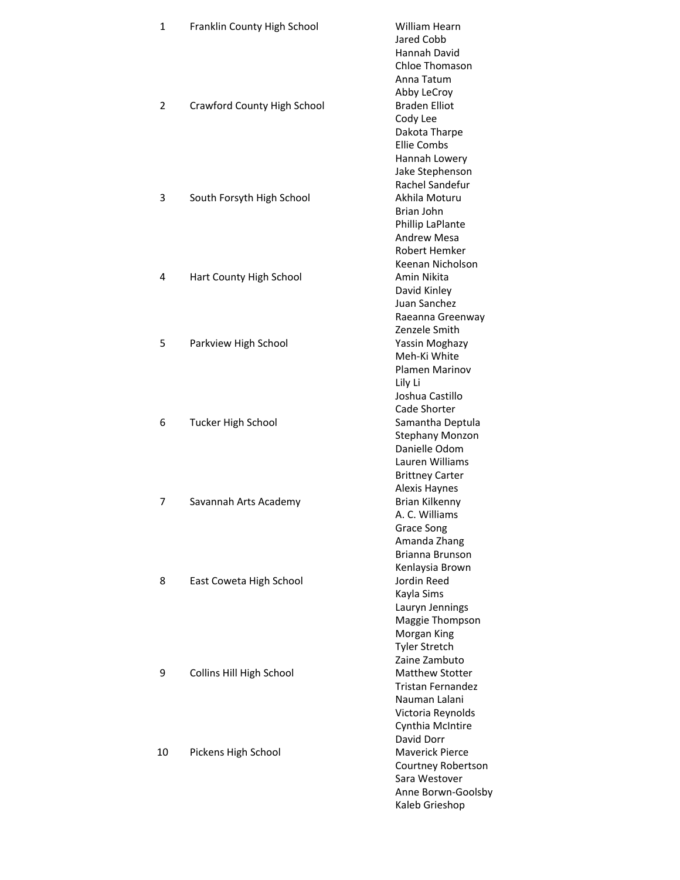| | | |
|---|---|---|
| 1 | Franklin County High School | William Hearn |
| | | Jared Cobb |
| | | Hannah David |
| | | Chloe Thomason |
| | | Anna Tatum |
| | | Abby LeCroy |
| 2 | Crawford County High School | Braden Elliot |
| | | Cody Lee |
| | | Dakota Tharpe |
| | | Ellie Combs |
| | | Hannah Lowery |
| | | Jake Stephenson |
| | | Rachel Sandefur |
| 3 | South Forsyth High School | Akhila Moturu |
| | | Brian John |
| | | Phillip LaPlante |
| | | Andrew Mesa |
| | | Robert Hemker |
| | | Keenan Nicholson |
| 4 | Hart County High School | Amin Nikita |
| | | David Kinley |
| | | Juan Sanchez |
| | | Raeanna Greenway |
| | | Zenzele Smith |
| 5 | Parkview High School | Yassin Moghazy |
| | | Meh-Ki White |
| | | Plamen Marinov |
| | | Lily Li |
| | | Joshua Castillo |
| | | Cade Shorter |
| 6 | Tucker High School | Samantha Deptula |
| | | Stephany Monzon |
| | | Danielle Odom |
| | | Lauren Williams |
| | | Brittney Carter |
| | | Alexis Haynes |
| 7 | Savannah Arts Academy | Brian Kilkenny |
| | | A. C. Williams |
| | | Grace Song |
| | | Amanda Zhang |
| | | Brianna Brunson |
| | | Kenlaysia Brown |
| 8 | East Coweta High School | Jordin Reed |
| | | Kayla Sims |
| | | Lauryn Jennings |
| | | Maggie Thompson |
| | | Morgan King |
| | | Tyler Stretch |
| | | Zaine Zambuto |
| 9 | Collins Hill High School | Matthew Stotter |
| | | Tristan Fernandez |
| | | Nauman Lalani |
| | | Victoria Reynolds |
| | | Cynthia McIntire |
| | | David Dorr |
| 10 | Pickens High School | Maverick Pierce |
| | | Courtney Robertson |
| | | Sara Westover |
| | | Anne Borwn-Goolsby |
| | | Kaleb Grieshop |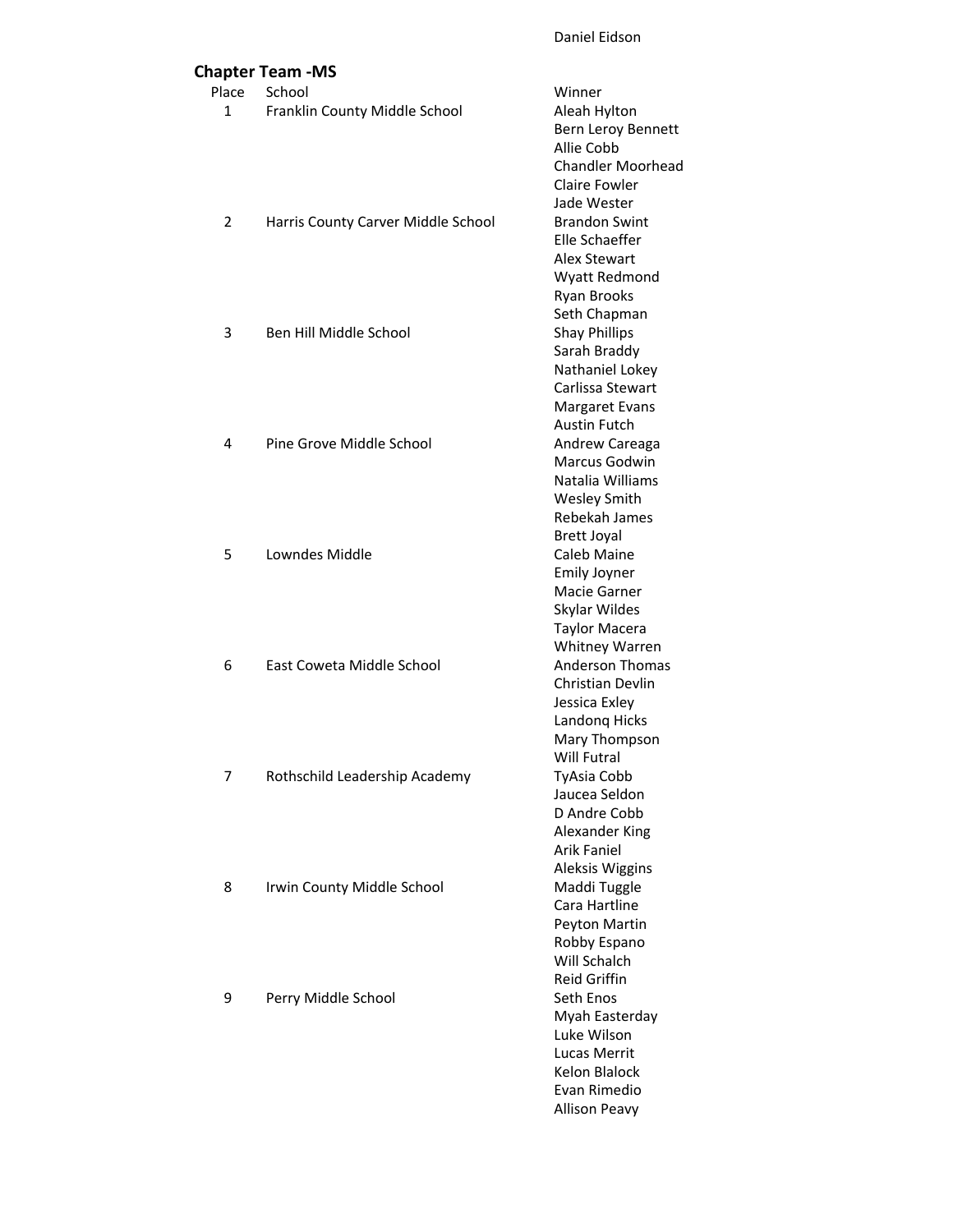Daniel Eidson

## Chapter Team -MS

| Place | School | Winner |
|---|---|---|
| 1 | Franklin County Middle School | Aleah Hylton |
| | | Bern Leroy Bennett |
| | | Allie Cobb |
| | | Chandler Moorhead |
| | | Claire Fowler |
| | | Jade Wester |
| 2 | Harris County Carver Middle School | Brandon Swint |
| | | Elle Schaeffer |
| | | Alex Stewart |
| | | Wyatt Redmond |
| | | Ryan Brooks |
| | | Seth Chapman |
| 3 | Ben Hill Middle School | Shay Phillips |
| | | Sarah Braddy |
| | | Nathaniel Lokey |
| | | Carlissa Stewart |
| | | Margaret Evans |
| | | Austin Futch |
| 4 | Pine Grove Middle School | Andrew Careaga |
| | | Marcus Godwin |
| | | Natalia Williams |
| | | Wesley Smith |
| | | Rebekah James |
| | | Brett Joyal |
| 5 | Lowndes Middle | Caleb Maine |
| | | Emily Joyner |
| | | Macie Garner |
| | | Skylar Wildes |
| | | Taylor Macera |
| | | Whitney Warren |
| 6 | East Coweta Middle School | Anderson Thomas |
| | | Christian Devlin |
| | | Jessica Exley |
| | | Landonq Hicks |
| | | Mary Thompson |
| | | Will Futral |
| 7 | Rothschild Leadership Academy | TyAsia Cobb |
| | | Jaucea Seldon |
| | | D Andre Cobb |
| | | Alexander King |
| | | Arik Faniel |
| | | Aleksis Wiggins |
| 8 | Irwin County Middle School | Maddi Tuggle |
| | | Cara Hartline |
| | | Peyton Martin |
| | | Robby Espano |
| | | Will Schalch |
| | | Reid Griffin |
| 9 | Perry Middle School | Seth Enos |
| | | Myah Easterday |
| | | Luke Wilson |
| | | Lucas Merrit |
| | | Kelon Blalock |
| | | Evan Rimedio |
| | | Allison Peavy |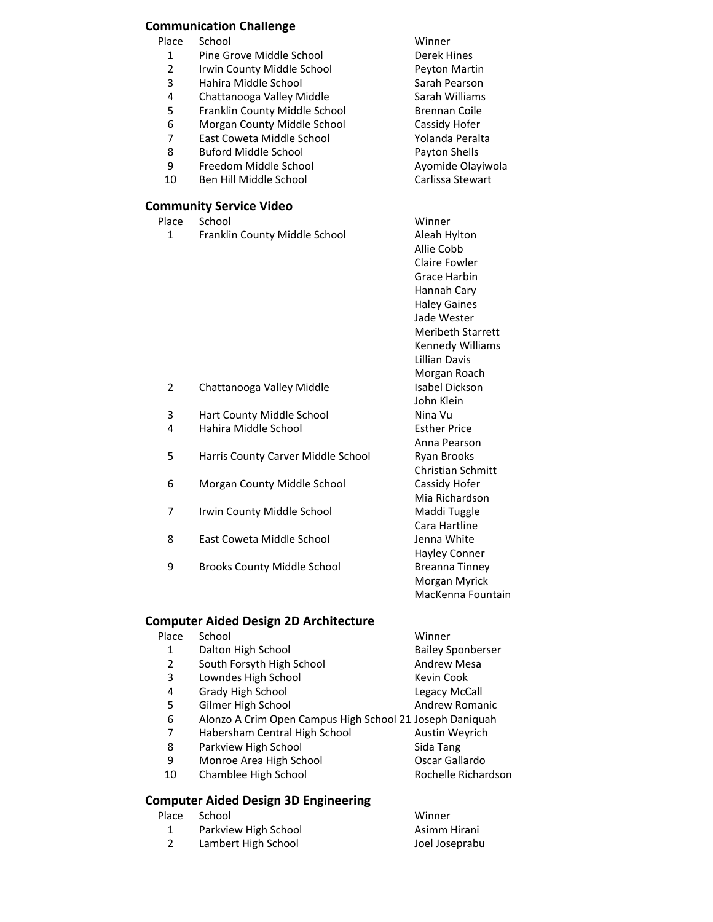## Communication Challenge

| Place | School | Winner |
| --- | --- | --- |
| 1 | Pine Grove Middle School | Derek Hines |
| 2 | Irwin County Middle School | Peyton Martin |
| 3 | Hahira Middle School | Sarah Pearson |
| 4 | Chattanooga Valley Middle | Sarah Williams |
| 5 | Franklin County Middle School | Brennan Coile |
| 6 | Morgan County Middle School | Cassidy Hofer |
| 7 | East Coweta Middle School | Yolanda Peralta |
| 8 | Buford Middle School | Payton Shells |
| 9 | Freedom Middle School | Ayomide Olayiwola |
| 10 | Ben Hill Middle School | Carlissa Stewart |

## Community Service Video

| Place | School | Winner |
| --- | --- | --- |
| 1 | Franklin County Middle School | Aleah Hylton |
| | | Allie Cobb |
| | | Claire Fowler |
| | | Grace Harbin |
| | | Hannah Cary |
| | | Haley Gaines |
| | | Jade Wester |
| | | Meribeth Starrett |
| | | Kennedy Williams |
| | | Lillian Davis |
| | | Morgan Roach |
| 2 | Chattanooga Valley Middle | Isabel Dickson |
| | | John Klein |
| 3 | Hart County Middle School | Nina Vu |
| 4 | Hahira Middle School | Esther Price |
| | | Anna Pearson |
| 5 | Harris County Carver Middle School | Ryan Brooks |
| | | Christian Schmitt |
| 6 | Morgan County Middle School | Cassidy Hofer |
| | | Mia Richardson |
| 7 | Irwin County Middle School | Maddi Tuggle |
| | | Cara Hartline |
| 8 | East Coweta Middle School | Jenna White |
| | | Hayley Conner |
| 9 | Brooks County Middle School | Breanna Tinney |
| | | Morgan Myrick |
| | | MacKenna Fountain |

## Computer Aided Design 2D Architecture

| Place | School | Winner |
| --- | --- | --- |
| 1 | Dalton High School | Bailey Sponberser |
| 2 | South Forsyth High School | Andrew Mesa |
| 3 | Lowndes High School | Kevin Cook |
| 4 | Grady High School | Legacy McCall |
| 5 | Gilmer High School | Andrew Romanic |
| 6 | Alonzo A Crim Open Campus High School 21 | Joseph Daniquah |
| 7 | Habersham Central High School | Austin Weyrich |
| 8 | Parkview High School | Sida Tang |
| 9 | Monroe Area High School | Oscar Gallardo |
| 10 | Chamblee High School | Rochelle Richardson |

## Computer Aided Design 3D Engineering

| Place | School | Winner |
| --- | --- | --- |
| 1 | Parkview High School | Asimm Hirani |
| 2 | Lambert High School | Joel Joseprabu |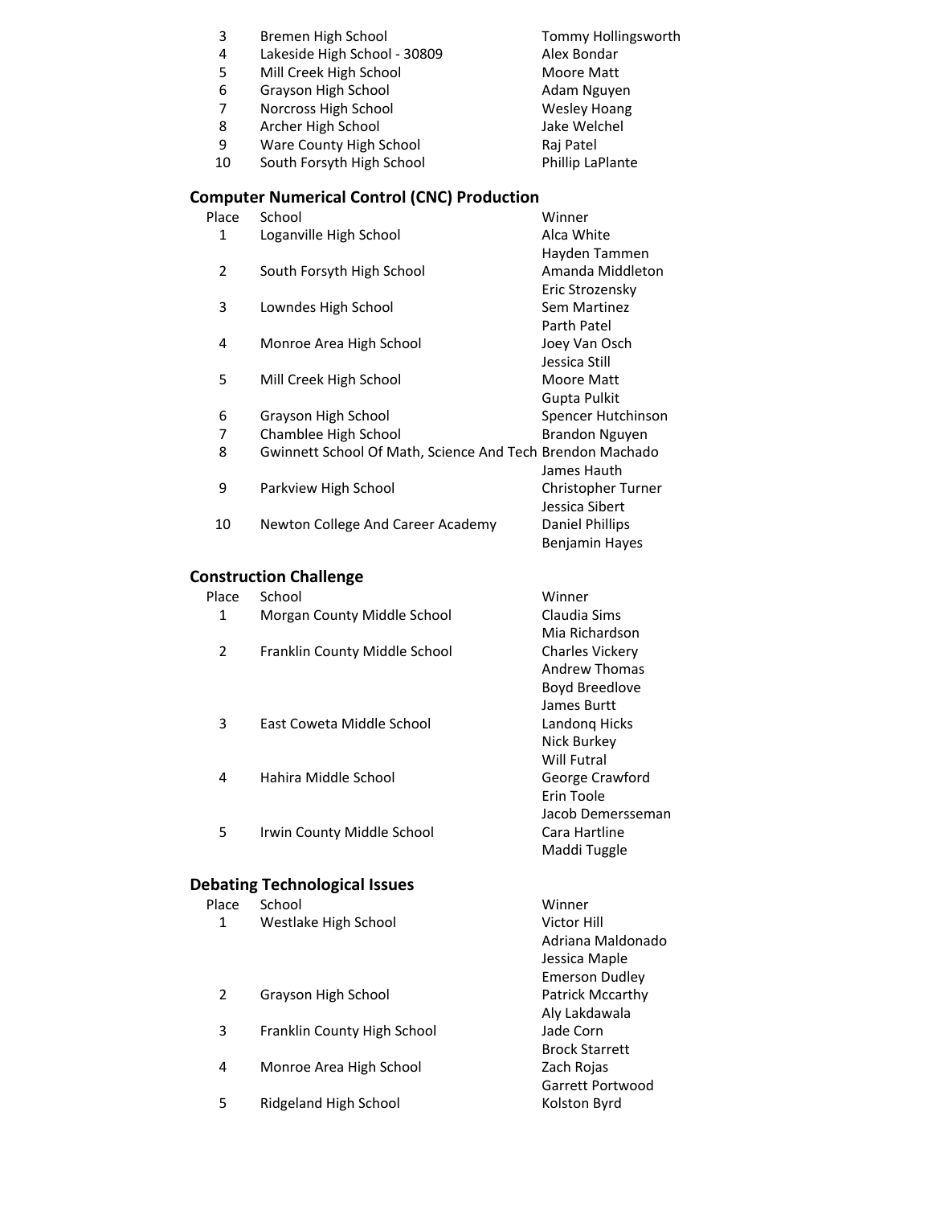| Place | School | Winner |
|---|---|---|
| 3 | Bremen High School | Tommy Hollingsworth |
| 4 | Lakeside High School - 30809 | Alex Bondar |
| 5 | Mill Creek High School | Moore Matt |
| 6 | Grayson High School | Adam Nguyen |
| 7 | Norcross High School | Wesley Hoang |
| 8 | Archer High School | Jake Welchel |
| 9 | Ware County High School | Raj Patel |
| 10 | South Forsyth High School | Phillip LaPlante |

## Computer Numerical Control (CNC) Production

| Place | School | Winner |
|---|---|---|
| 1 | Loganville High School | Alca White |
| | | Hayden Tammen |
| 2 | South Forsyth High School | Amanda Middleton |
| | | Eric Strozensky |
| 3 | Lowndes High School | Sem Martinez |
| | | Parth Patel |
| 4 | Monroe Area High School | Joey Van Osch |
| | | Jessica Still |
| 5 | Mill Creek High School | Moore Matt |
| | | Gupta Pulkit |
| 6 | Grayson High School | Spencer Hutchinson |
| 7 | Chamblee High School | Brandon Nguyen |
| 8 | Gwinnett School Of Math, Science And Tech | Brendon Machado |
| | | James Hauth |
| 9 | Parkview High School | Christopher Turner |
| | | Jessica Sibert |
| 10 | Newton College And Career Academy | Daniel Phillips |
| | | Benjamin Hayes |

## Construction Challenge

| Place | School | Winner |
|---|---|---|
| 1 | Morgan County Middle School | Claudia Sims |
| | | Mia Richardson |
| 2 | Franklin County Middle School | Charles Vickery |
| | | Andrew Thomas |
| | | Boyd Breedlove |
| | | James Burtt |
| 3 | East Coweta Middle School | Landonq Hicks |
| | | Nick Burkey |
| | | Will Futral |
| 4 | Hahira Middle School | George Crawford |
| | | Erin Toole |
| | | Jacob Demersseman |
| 5 | Irwin County Middle School | Cara Hartline |
| | | Maddi Tuggle |

## Debating Technological Issues

| Place | School | Winner |
|---|---|---|
| 1 | Westlake High School | Victor Hill |
| | | Adriana Maldonado |
| | | Jessica Maple |
| | | Emerson Dudley |
| 2 | Grayson High School | Patrick Mccarthy |
| | | Aly Lakdawala |
| 3 | Franklin County High School | Jade Corn |
| | | Brock Starrett |
| 4 | Monroe Area High School | Zach Rojas |
| | | Garrett Portwood |
| 5 | Ridgeland High School | Kolston Byrd |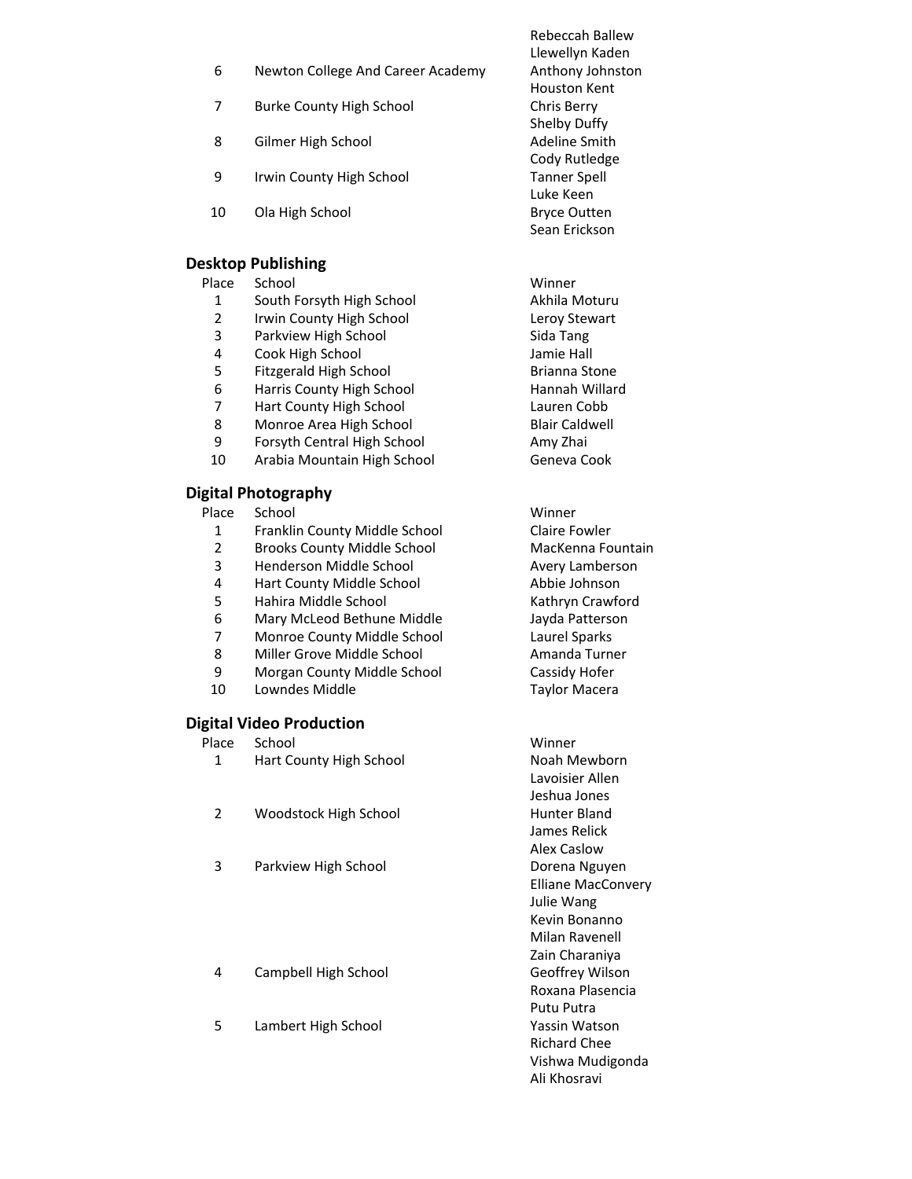| Place | School | Winner |
|---|---|---|
| | | Rebeccah Ballew<br>Llewellyn Kaden |
| 6 | Newton College And Career Academy | Anthony Johnston<br>Houston Kent |
| 7 | Burke County High School | Chris Berry<br>Shelby Duffy |
| 8 | Gilmer High School | Adeline Smith<br>Cody Rutledge |
| 9 | Irwin County High School | Tanner Spell<br>Luke Keen |
| 10 | Ola High School | Bryce Outten<br>Sean Erickson |

## Desktop Publishing

| Place | School | Winner |
|---|---|---|
| 1 | South Forsyth High School | Akhila Moturu |
| 2 | Irwin County High School | Leroy Stewart |
| 3 | Parkview High School | Sida Tang |
| 4 | Cook High School | Jamie Hall |
| 5 | Fitzgerald High School | Brianna Stone |
| 6 | Harris County High School | Hannah Willard |
| 7 | Hart County High School | Lauren Cobb |
| 8 | Monroe Area High School | Blair Caldwell |
| 9 | Forsyth Central High School | Amy Zhai |
| 10 | Arabia Mountain High School | Geneva Cook |

## Digital Photography

| Place | School | Winner |
|---|---|---|
| 1 | Franklin County Middle School | Claire Fowler |
| 2 | Brooks County Middle School | MacKenna Fountain |
| 3 | Henderson Middle School | Avery Lamberson |
| 4 | Hart County Middle School | Abbie Johnson |
| 5 | Hahira Middle School | Kathryn Crawford |
| 6 | Mary McLeod Bethune Middle | Jayda Patterson |
| 7 | Monroe County Middle School | Laurel Sparks |
| 8 | Miller Grove Middle School | Amanda Turner |
| 9 | Morgan County Middle School | Cassidy Hofer |
| 10 | Lowndes Middle | Taylor Macera |

## Digital Video Production

| Place | School | Winner |
|---|---|---|
| 1 | Hart County High School | Noah Mewborn<br>Lavoisier Allen<br>Jeshua Jones |
| 2 | Woodstock High School | Hunter Bland<br>James Relick<br>Alex Caslow |
| 3 | Parkview High School | Dorena Nguyen<br>Elliane MacConvery<br>Julie Wang<br>Kevin Bonanno<br>Milan Ravenell<br>Zain Charaniya |
| 4 | Campbell High School | Geoffrey Wilson<br>Roxana Plasencia<br>Putu Putra |
| 5 | Lambert High School | Yassin Watson<br>Richard Chee<br>Vishwa Mudigonda<br>Ali Khosravi |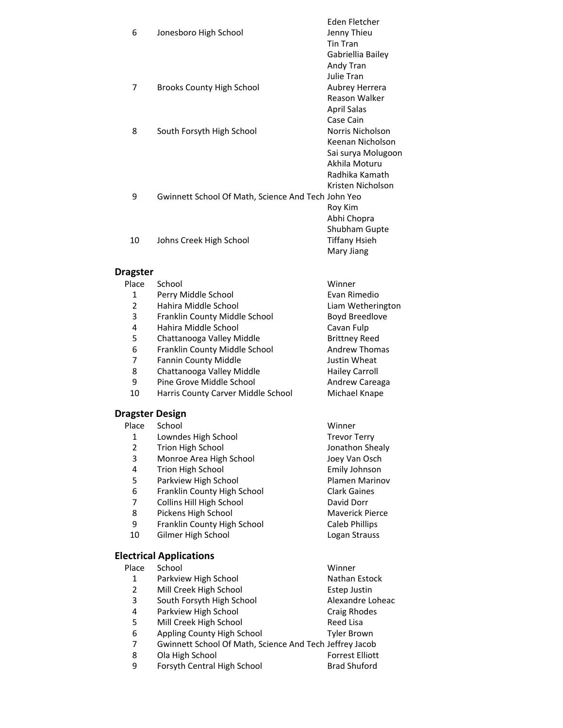| | | |
|---|---|---|
| | | Eden Fletcher |
| 6 | Jonesboro High School | Jenny Thieu |
| | | Tin Tran |
| | | Gabriellia Bailey |
| | | Andy Tran |
| | | Julie Tran |
| 7 | Brooks County High School | Aubrey Herrera |
| | | Reason Walker |
| | | April Salas |
| | | Case Cain |
| 8 | South Forsyth High School | Norris Nicholson |
| | | Keenan Nicholson |
| | | Sai surya Molugoon |
| | | Akhila Moturu |
| | | Radhika Kamath |
| | | Kristen Nicholson |
| 9 | Gwinnett School Of Math, Science And Tech | John Yeo |
| | | Roy Kim |
| | | Abhi Chopra |
| | | Shubham Gupte |
| 10 | Johns Creek High School | Tiffany Hsieh |
| | | Mary Jiang |

## Dragster

| Place | School | Winner |
|---|---|---|
| 1 | Perry Middle School | Evan Rimedio |
| 2 | Hahira Middle School | Liam Wetherington |
| 3 | Franklin County Middle School | Boyd Breedlove |
| 4 | Hahira Middle School | Cavan Fulp |
| 5 | Chattanooga Valley Middle | Brittney Reed |
| 6 | Franklin County Middle School | Andrew Thomas |
| 7 | Fannin County Middle | Justin Wheat |
| 8 | Chattanooga Valley Middle | Hailey Carroll |
| 9 | Pine Grove Middle School | Andrew Careaga |
| 10 | Harris County Carver Middle School | Michael Knape |

## Dragster Design

| Place | School | Winner |
|---|---|---|
| 1 | Lowndes High School | Trevor Terry |
| 2 | Trion High School | Jonathon Shealy |
| 3 | Monroe Area High School | Joey Van Osch |
| 4 | Trion High School | Emily Johnson |
| 5 | Parkview High School | Plamen Marinov |
| 6 | Franklin County High School | Clark Gaines |
| 7 | Collins Hill High School | David Dorr |
| 8 | Pickens High School | Maverick Pierce |
| 9 | Franklin County High School | Caleb Phillips |
| 10 | Gilmer High School | Logan Strauss |

## Electrical Applications

| Place | School | Winner |
|---|---|---|
| 1 | Parkview High School | Nathan Estock |
| 2 | Mill Creek High School | Estep Justin |
| 3 | South Forsyth High School | Alexandre Loheac |
| 4 | Parkview High School | Craig Rhodes |
| 5 | Mill Creek High School | Reed Lisa |
| 6 | Appling County High School | Tyler Brown |
| 7 | Gwinnett School Of Math, Science And Tech | Jeffrey Jacob |
| 8 | Ola High School | Forrest Elliott |
| 9 | Forsyth Central High School | Brad Shuford |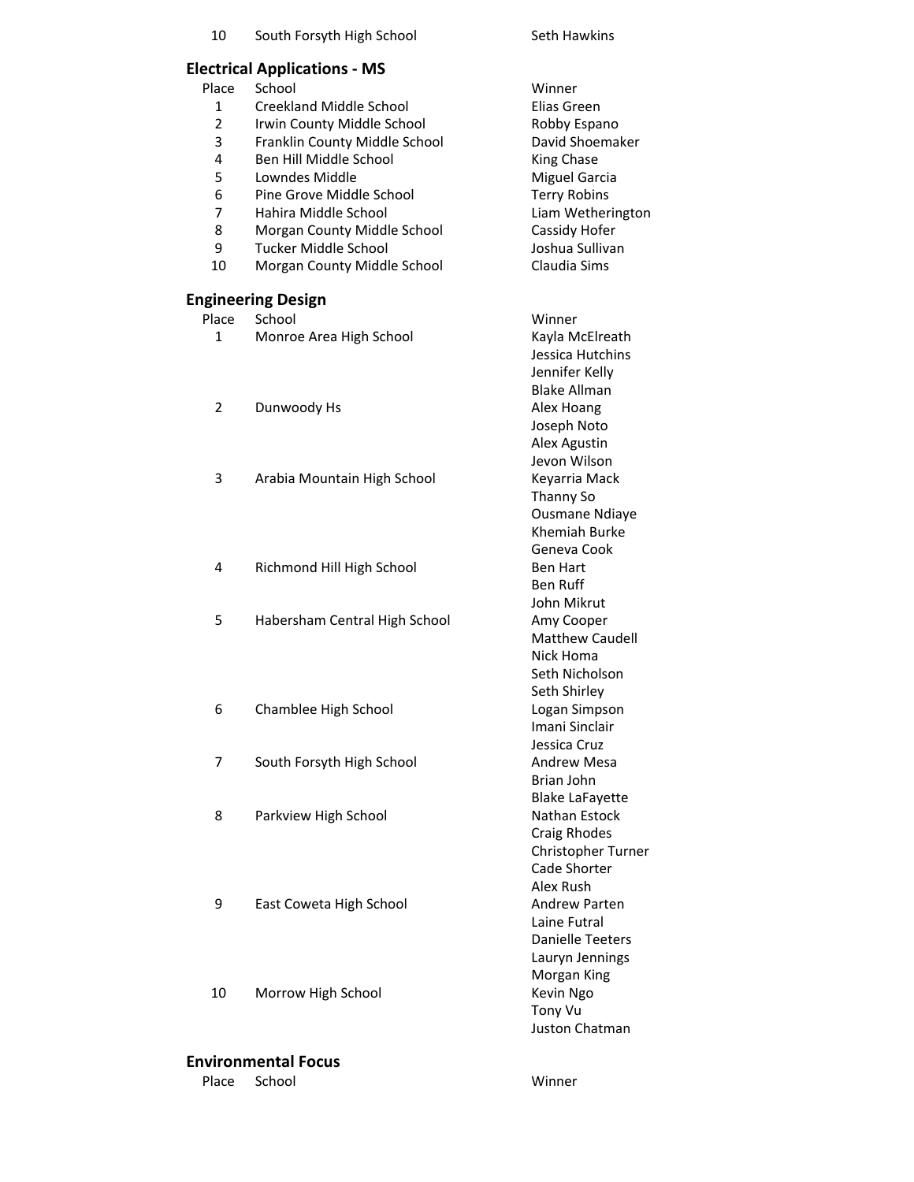| 10 | South Forsyth High School | Seth Hawkins |
|---|---|---|

## Electrical Applications - MS

| Place | School | Winner |
|---|---|---|
| 1 | Creekland Middle School | Elias Green |
| 2 | Irwin County Middle School | Robby Espano |
| 3 | Franklin County Middle School | David Shoemaker |
| 4 | Ben Hill Middle School | King Chase |
| 5 | Lowndes Middle | Miguel Garcia |
| 6 | Pine Grove Middle School | Terry Robins |
| 7 | Hahira Middle School | Liam Wetherington |
| 8 | Morgan County Middle School | Cassidy Hofer |
| 9 | Tucker Middle School | Joshua Sullivan |
| 10 | Morgan County Middle School | Claudia Sims |

## Engineering Design

| Place | School | Winner |
|---|---|---|
| 1 | Monroe Area High School | Kayla McElreath |
| | | Jessica Hutchins |
| | | Jennifer Kelly |
| | | Blake Allman |
| 2 | Dunwoody Hs | Alex Hoang |
| | | Joseph Noto |
| | | Alex Agustin |
| | | Jevon Wilson |
| 3 | Arabia Mountain High School | Keyarria Mack |
| | | Thanny So |
| | | Ousmane Ndiaye |
| | | Khemiah Burke |
| | | Geneva Cook |
| 4 | Richmond Hill High School | Ben Hart |
| | | Ben Ruff |
| | | John Mikrut |
| 5 | Habersham Central High School | Amy Cooper |
| | | Matthew Caudell |
| | | Nick Homa |
| | | Seth Nicholson |
| | | Seth Shirley |
| 6 | Chamblee High School | Logan Simpson |
| | | Imani Sinclair |
| | | Jessica Cruz |
| 7 | South Forsyth High School | Andrew Mesa |
| | | Brian John |
| | | Blake LaFayette |
| 8 | Parkview High School | Nathan Estock |
| | | Craig Rhodes |
| | | Christopher Turner |
| | | Cade Shorter |
| | | Alex Rush |
| 9 | East Coweta High School | Andrew Parten |
| | | Laine Futral |
| | | Danielle Teeters |
| | | Lauryn Jennings |
| | | Morgan King |
| 10 | Morrow High School | Kevin Ngo |
| | | Tony Vu |
| | | Juston Chatman |

## Environmental Focus

| Place | School | Winner |
|---|---|---|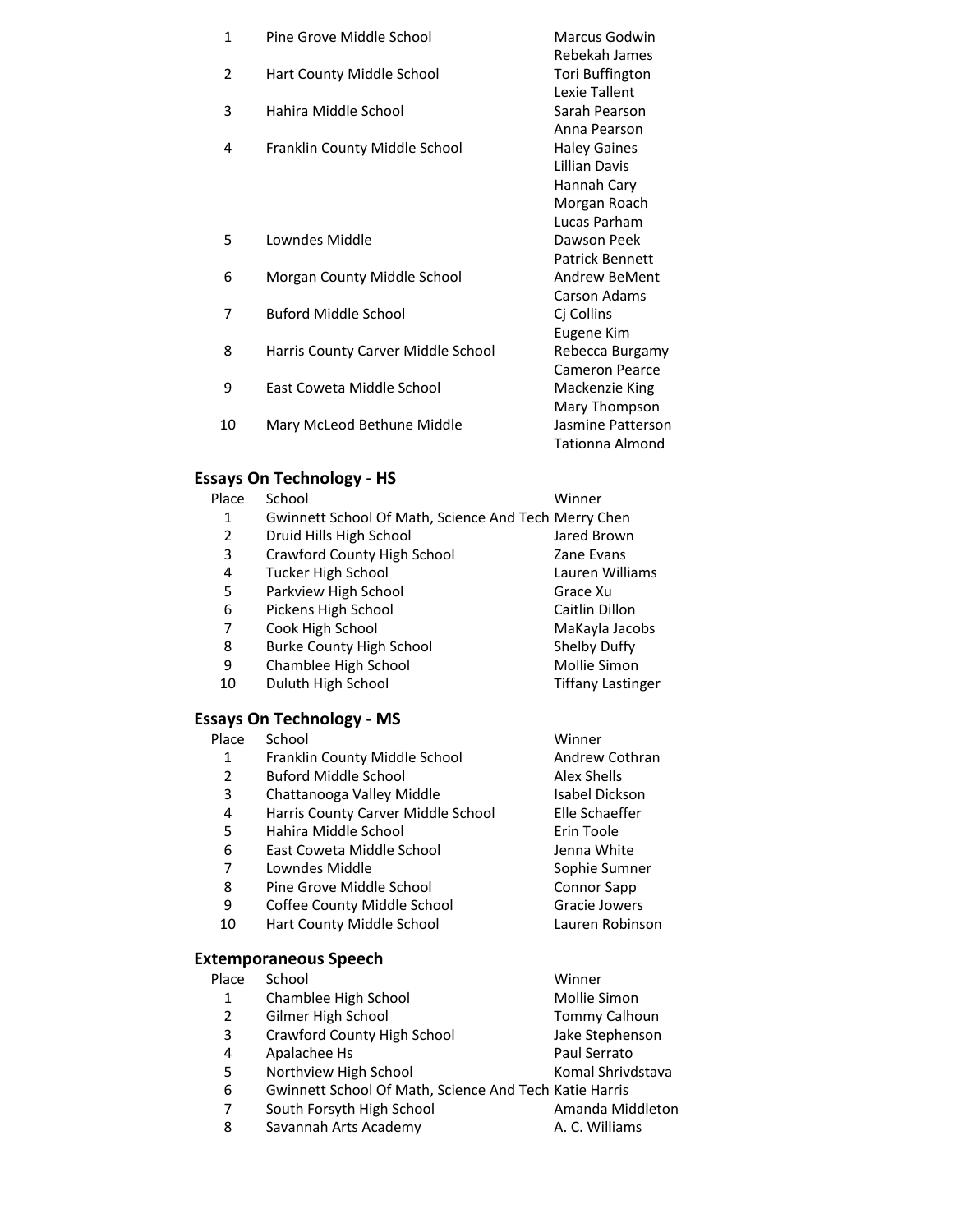| Place | School | Winner |
|---|---|---|
| 1 | Pine Grove Middle School | Marcus Godwin<br>Rebekah James |
| 2 | Hart County Middle School | Tori Buffington<br>Lexie Tallent |
| 3 | Hahira Middle School | Sarah Pearson<br>Anna Pearson |
| 4 | Franklin County Middle School | Haley Gaines<br>Lillian Davis<br>Hannah Cary<br>Morgan Roach<br>Lucas Parham |
| 5 | Lowndes Middle | Dawson Peek<br>Patrick Bennett |
| 6 | Morgan County Middle School | Andrew BeMent<br>Carson Adams |
| 7 | Buford Middle School | Cj Collins<br>Eugene Kim |
| 8 | Harris County Carver Middle School | Rebecca Burgamy<br>Cameron Pearce |
| 9 | East Coweta Middle School | Mackenzie King<br>Mary Thompson |
| 10 | Mary McLeod Bethune Middle | Jasmine Patterson<br>Tationna Almond |

### Essays On Technology - HS

| Place | School | Winner |
|---|---|---|
| 1 | Gwinnett School Of Math, Science And Tech | Merry Chen |
| 2 | Druid Hills High School | Jared Brown |
| 3 | Crawford County High School | Zane Evans |
| 4 | Tucker High School | Lauren Williams |
| 5 | Parkview High School | Grace Xu |
| 6 | Pickens High School | Caitlin Dillon |
| 7 | Cook High School | MaKayla Jacobs |
| 8 | Burke County High School | Shelby Duffy |
| 9 | Chamblee High School | Mollie Simon |
| 10 | Duluth High School | Tiffany Lastinger |

### Essays On Technology - MS

| Place | School | Winner |
|---|---|---|
| 1 | Franklin County Middle School | Andrew Cothran |
| 2 | Buford Middle School | Alex Shells |
| 3 | Chattanooga Valley Middle | Isabel Dickson |
| 4 | Harris County Carver Middle School | Elle Schaeffer |
| 5 | Hahira Middle School | Erin Toole |
| 6 | East Coweta Middle School | Jenna White |
| 7 | Lowndes Middle | Sophie Sumner |
| 8 | Pine Grove Middle School | Connor Sapp |
| 9 | Coffee County Middle School | Gracie Jowers |
| 10 | Hart County Middle School | Lauren Robinson |

### Extemporaneous Speech

| Place | School | Winner |
|---|---|---|
| 1 | Chamblee High School | Mollie Simon |
| 2 | Gilmer High School | Tommy Calhoun |
| 3 | Crawford County High School | Jake Stephenson |
| 4 | Apalachee Hs | Paul Serrato |
| 5 | Northview High School | Komal Shrivdstava |
| 6 | Gwinnett School Of Math, Science And Tech | Katie Harris |
| 7 | South Forsyth High School | Amanda Middleton |
| 8 | Savannah Arts Academy | A. C. Williams |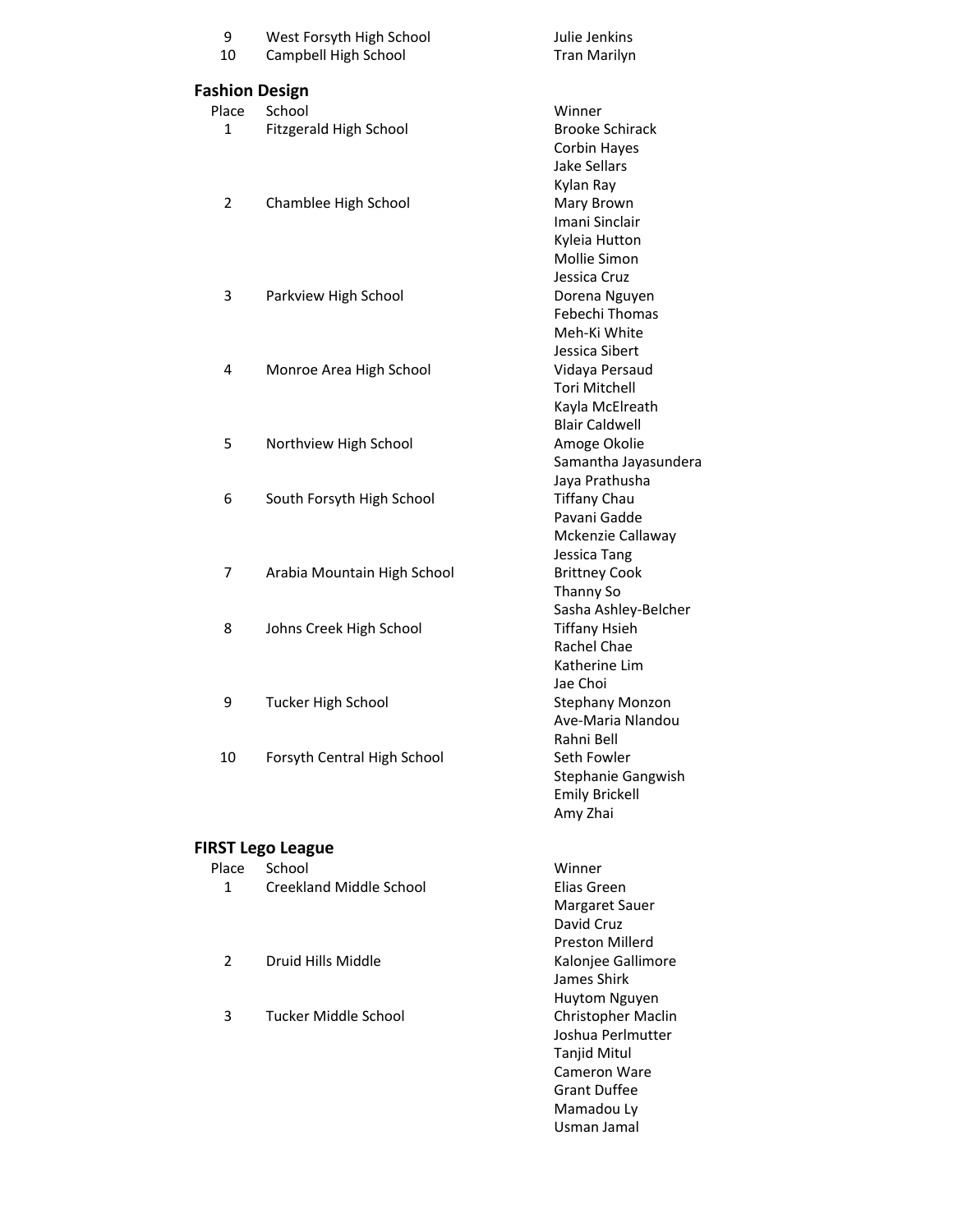| Place | School | Winner |
|---|---|---|
| 9 | West Forsyth High School | Julie Jenkins |
| 10 | Campbell High School | Tran Marilyn |

## Fashion Design

| Place | School | Winner |
|---|---|---|
| 1 | Fitzgerald High School | Brooke Schirack |
| | | Corbin Hayes |
| | | Jake Sellars |
| | | Kylan Ray |
| 2 | Chamblee High School | Mary Brown |
| | | Imani Sinclair |
| | | Kyleia Hutton |
| | | Mollie Simon |
| | | Jessica Cruz |
| 3 | Parkview High School | Dorena Nguyen |
| | | Febechi Thomas |
| | | Meh-Ki White |
| | | Jessica Sibert |
| 4 | Monroe Area High School | Vidaya Persaud |
| | | Tori Mitchell |
| | | Kayla McElreath |
| | | Blair Caldwell |
| 5 | Northview High School | Amoge Okolie |
| | | Samantha Jayasundera |
| | | Jaya Prathusha |
| 6 | South Forsyth High School | Tiffany Chau |
| | | Pavani Gadde |
| | | Mckenzie Callaway |
| | | Jessica Tang |
| 7 | Arabia Mountain High School | Brittney Cook |
| | | Thanny So |
| | | Sasha Ashley-Belcher |
| 8 | Johns Creek High School | Tiffany Hsieh |
| | | Rachel Chae |
| | | Katherine Lim |
| | | Jae Choi |
| 9 | Tucker High School | Stephany Monzon |
| | | Ave-Maria Nlandou |
| | | Rahni Bell |
| 10 | Forsyth Central High School | Seth Fowler |
| | | Stephanie Gangwish |
| | | Emily Brickell |
| | | Amy Zhai |

## FIRST Lego League

| Place | School | Winner |
|---|---|---|
| 1 | Creekland Middle School | Elias Green |
| | | Margaret Sauer |
| | | David Cruz |
| | | Preston Millerd |
| 2 | Druid Hills Middle | Kalonjee Gallimore |
| | | James Shirk |
| | | Huytom Nguyen |
| 3 | Tucker Middle School | Christopher Maclin |
| | | Joshua Perlmutter |
| | | Tanjid Mitul |
| | | Cameron Ware |
| | | Grant Duffee |
| | | Mamadou Ly |
| | | Usman Jamal |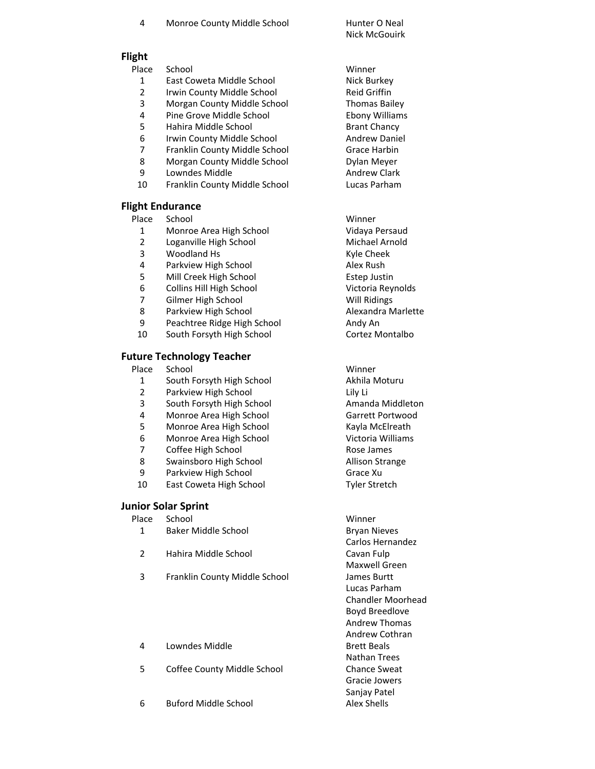| Place | School | Winner |
|---|---|---|
| 4 | Monroe County Middle School | Hunter O Neal<br>Nick McGouirk |

## Flight

| Place | School | Winner |
|---|---|---|
| 1 | East Coweta Middle School | Nick Burkey |
| 2 | Irwin County Middle School | Reid Griffin |
| 3 | Morgan County Middle School | Thomas Bailey |
| 4 | Pine Grove Middle School | Ebony Williams |
| 5 | Hahira Middle School | Brant Chancy |
| 6 | Irwin County Middle School | Andrew Daniel |
| 7 | Franklin County Middle School | Grace Harbin |
| 8 | Morgan County Middle School | Dylan Meyer |
| 9 | Lowndes Middle | Andrew Clark |
| 10 | Franklin County Middle School | Lucas Parham |

## Flight Endurance

| Place | School | Winner |
|---|---|---|
| 1 | Monroe Area High School | Vidaya Persaud |
| 2 | Loganville High School | Michael Arnold |
| 3 | Woodland Hs | Kyle Cheek |
| 4 | Parkview High School | Alex Rush |
| 5 | Mill Creek High School | Estep Justin |
| 6 | Collins Hill High School | Victoria Reynolds |
| 7 | Gilmer High School | Will Ridings |
| 8 | Parkview High School | Alexandra Marlette |
| 9 | Peachtree Ridge High School | Andy An |
| 10 | South Forsyth High School | Cortez Montalbo |

## Future Technology Teacher

| Place | School | Winner |
|---|---|---|
| 1 | South Forsyth High School | Akhila Moturu |
| 2 | Parkview High School | Lily Li |
| 3 | South Forsyth High School | Amanda Middleton |
| 4 | Monroe Area High School | Garrett Portwood |
| 5 | Monroe Area High School | Kayla McElreath |
| 6 | Monroe Area High School | Victoria Williams |
| 7 | Coffee High School | Rose James |
| 8 | Swainsboro High School | Allison Strange |
| 9 | Parkview High School | Grace Xu |
| 10 | East Coweta High School | Tyler Stretch |

## Junior Solar Sprint

| Place | School | Winner |
|---|---|---|
| 1 | Baker Middle School | Bryan Nieves<br>Carlos Hernandez |
| 2 | Hahira Middle School | Cavan Fulp<br>Maxwell Green |
| 3 | Franklin County Middle School | James Burtt<br>Lucas Parham<br>Chandler Moorhead<br>Boyd Breedlove<br>Andrew Thomas<br>Andrew Cothran |
| 4 | Lowndes Middle | Brett Beals<br>Nathan Trees |
| 5 | Coffee County Middle School | Chance Sweat<br>Gracie Jowers<br>Sanjay Patel |
| 6 | Buford Middle School | Alex Shells |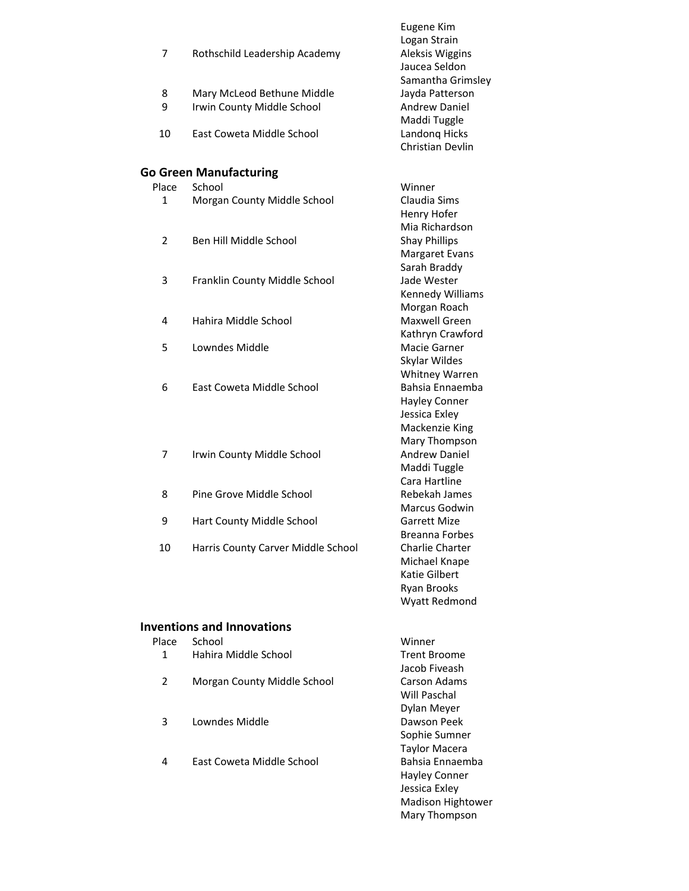| | | |
|---|---|---|
| | | Eugene Kim |
| | | Logan Strain |
| 7 | Rothschild Leadership Academy | Aleksis Wiggins |
| | | Jaucea Seldon |
| | | Samantha Grimsley |
| 8 | Mary McLeod Bethune Middle | Jayda Patterson |
| 9 | Irwin County Middle School | Andrew Daniel |
| | | Maddi Tuggle |
| 10 | East Coweta Middle School | Landonq Hicks |
| | | Christian Devlin |

## Go Green Manufacturing

| Place | School | Winner |
|---|---|---|
| 1 | Morgan County Middle School | Claudia Sims |
| | | Henry Hofer |
| | | Mia Richardson |
| 2 | Ben Hill Middle School | Shay Phillips |
| | | Margaret Evans |
| | | Sarah Braddy |
| 3 | Franklin County Middle School | Jade Wester |
| | | Kennedy Williams |
| | | Morgan Roach |
| 4 | Hahira Middle School | Maxwell Green |
| | | Kathryn Crawford |
| 5 | Lowndes Middle | Macie Garner |
| | | Skylar Wildes |
| | | Whitney Warren |
| 6 | East Coweta Middle School | Bahsia Ennaemba |
| | | Hayley Conner |
| | | Jessica Exley |
| | | Mackenzie King |
| | | Mary Thompson |
| 7 | Irwin County Middle School | Andrew Daniel |
| | | Maddi Tuggle |
| | | Cara Hartline |
| 8 | Pine Grove Middle School | Rebekah James |
| | | Marcus Godwin |
| 9 | Hart County Middle School | Garrett Mize |
| | | Breanna Forbes |
| 10 | Harris County Carver Middle School | Charlie Charter |
| | | Michael Knape |
| | | Katie Gilbert |
| | | Ryan Brooks |
| | | Wyatt Redmond |

## Inventions and Innovations

| Place | School | Winner |
|---|---|---|
| 1 | Hahira Middle School | Trent Broome |
| | | Jacob Fiveash |
| 2 | Morgan County Middle School | Carson Adams |
| | | Will Paschal |
| | | Dylan Meyer |
| 3 | Lowndes Middle | Dawson Peek |
| | | Sophie Sumner |
| | | Taylor Macera |
| 4 | East Coweta Middle School | Bahsia Ennaemba |
| | | Hayley Conner |
| | | Jessica Exley |
| | | Madison Hightower |
| | | Mary Thompson |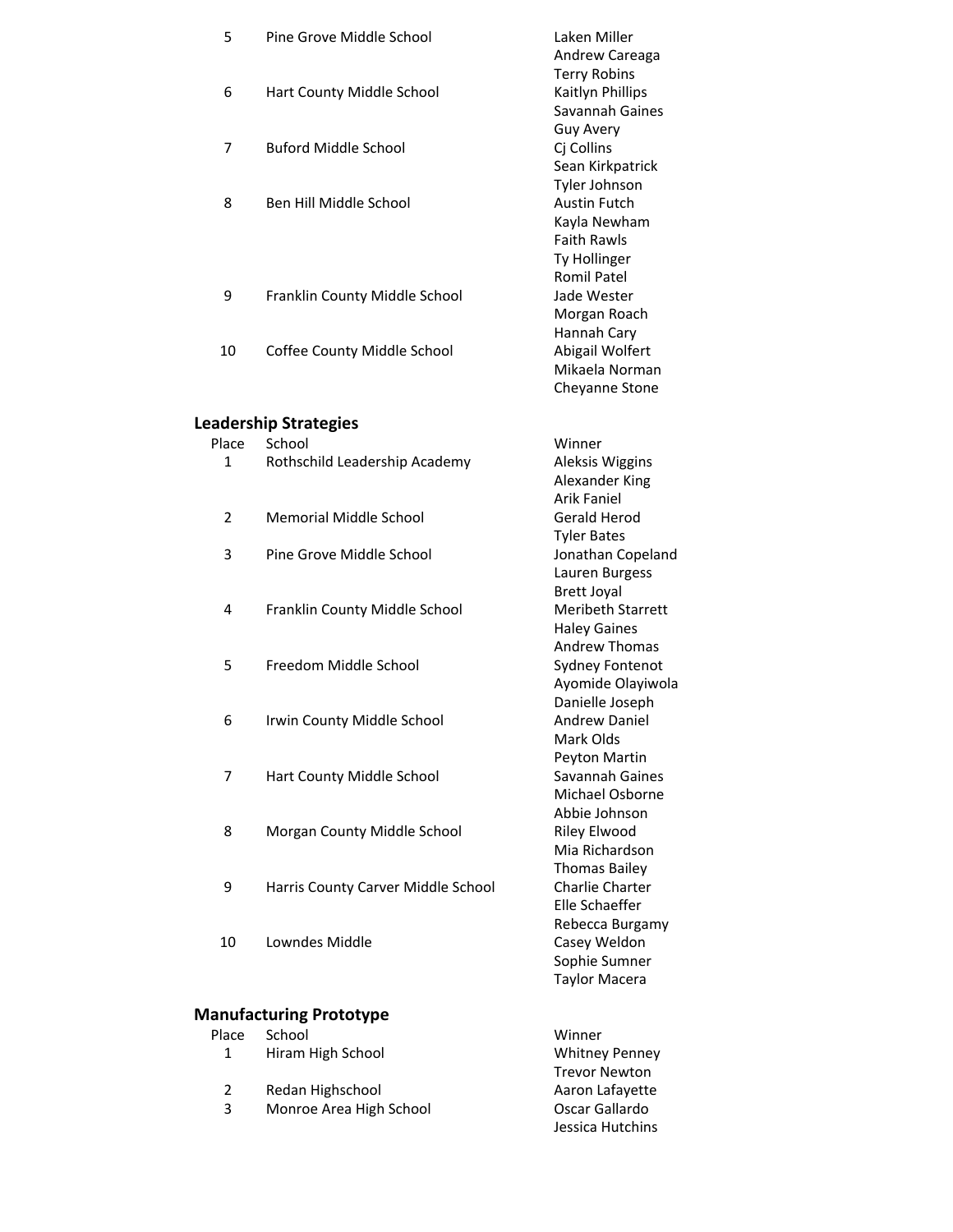| Place | School | Winner |
| --- | --- | --- |
| 5 | Pine Grove Middle School | Laken Miller<br>Andrew Careaga<br>Terry Robins |
| 6 | Hart County Middle School | Kaitlyn Phillips<br>Savannah Gaines<br>Guy Avery |
| 7 | Buford Middle School | Cj Collins<br>Sean Kirkpatrick<br>Tyler Johnson |
| 8 | Ben Hill Middle School | Austin Futch<br>Kayla Newham<br>Faith Rawls<br>Ty Hollinger<br>Romil Patel |
| 9 | Franklin County Middle School | Jade Wester<br>Morgan Roach<br>Hannah Cary |
| 10 | Coffee County Middle School | Abigail Wolfert<br>Mikaela Norman<br>Cheyanne Stone |

## Leadership Strategies

| Place | School | Winner |
| --- | --- | --- |
| 1 | Rothschild Leadership Academy | Aleksis Wiggins<br>Alexander King<br>Arik Faniel |
| 2 | Memorial Middle School | Gerald Herod<br>Tyler Bates |
| 3 | Pine Grove Middle School | Jonathan Copeland<br>Lauren Burgess<br>Brett Joyal |
| 4 | Franklin County Middle School | Meribeth Starrett<br>Haley Gaines<br>Andrew Thomas |
| 5 | Freedom Middle School | Sydney Fontenot<br>Ayomide Olayiwola<br>Danielle Joseph |
| 6 | Irwin County Middle School | Andrew Daniel<br>Mark Olds<br>Peyton Martin |
| 7 | Hart County Middle School | Savannah Gaines<br>Michael Osborne<br>Abbie Johnson |
| 8 | Morgan County Middle School | Riley Elwood<br>Mia Richardson<br>Thomas Bailey |
| 9 | Harris County Carver Middle School | Charlie Charter<br>Elle Schaeffer<br>Rebecca Burgamy |
| 10 | Lowndes Middle | Casey Weldon<br>Sophie Sumner<br>Taylor Macera |

## Manufacturing Prototype

| Place | School | Winner |
| --- | --- | --- |
| 1 | Hiram High School | Whitney Penney<br>Trevor Newton |
| 2 | Redan Highschool | Aaron Lafayette |
| 3 | Monroe Area High School | Oscar Gallardo<br>Jessica Hutchins |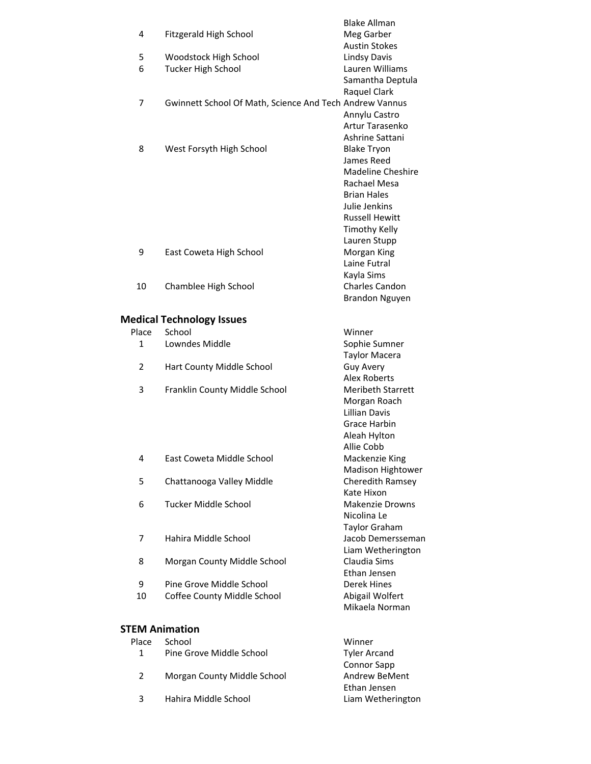| Place | School | Winner |
|---|---|---|
| 4 | Fitzgerald High School | Blake Allman |
| | | Meg Garber |
| | | Austin Stokes |
| 5 | Woodstock High School | Lindsy Davis |
| 6 | Tucker High School | Lauren Williams |
| | | Samantha Deptula |
| | | Raquel Clark |
| 7 | Gwinnett School Of Math, Science And Tech | Andrew Vannus |
| | | Annylu Castro |
| | | Artur Tarasenko |
| | | Ashrine Sattani |
| 8 | West Forsyth High School | Blake Tryon |
| | | James Reed |
| | | Madeline Cheshire |
| | | Rachael Mesa |
| | | Brian Hales |
| | | Julie Jenkins |
| | | Russell Hewitt |
| | | Timothy Kelly |
| | | Lauren Stupp |
| 9 | East Coweta High School | Morgan King |
| | | Laine Futral |
| | | Kayla Sims |
| 10 | Chamblee High School | Charles Candon |
| | | Brandon Nguyen |

## Medical Technology Issues

| Place | School | Winner |
|---|---|---|
| 1 | Lowndes Middle | Sophie Sumner |
| | | Taylor Macera |
| 2 | Hart County Middle School | Guy Avery |
| | | Alex Roberts |
| 3 | Franklin County Middle School | Meribeth Starrett |
| | | Morgan Roach |
| | | Lillian Davis |
| | | Grace Harbin |
| | | Aleah Hylton |
| | | Allie Cobb |
| 4 | East Coweta Middle School | Mackenzie King |
| | | Madison Hightower |
| 5 | Chattanooga Valley Middle | Cheredith Ramsey |
| | | Kate Hixon |
| 6 | Tucker Middle School | Makenzie Drowns |
| | | Nicolina Le |
| | | Taylor Graham |
| 7 | Hahira Middle School | Jacob Demersseman |
| | | Liam Wetherington |
| 8 | Morgan County Middle School | Claudia Sims |
| | | Ethan Jensen |
| 9 | Pine Grove Middle School | Derek Hines |
| 10 | Coffee County Middle School | Abigail Wolfert |
| | | Mikaela Norman |

## STEM Animation

| Place | School | Winner |
|---|---|---|
| 1 | Pine Grove Middle School | Tyler Arcand |
| | | Connor Sapp |
| 2 | Morgan County Middle School | Andrew BeMent |
| | | Ethan Jensen |
| 3 | Hahira Middle School | Liam Wetherington |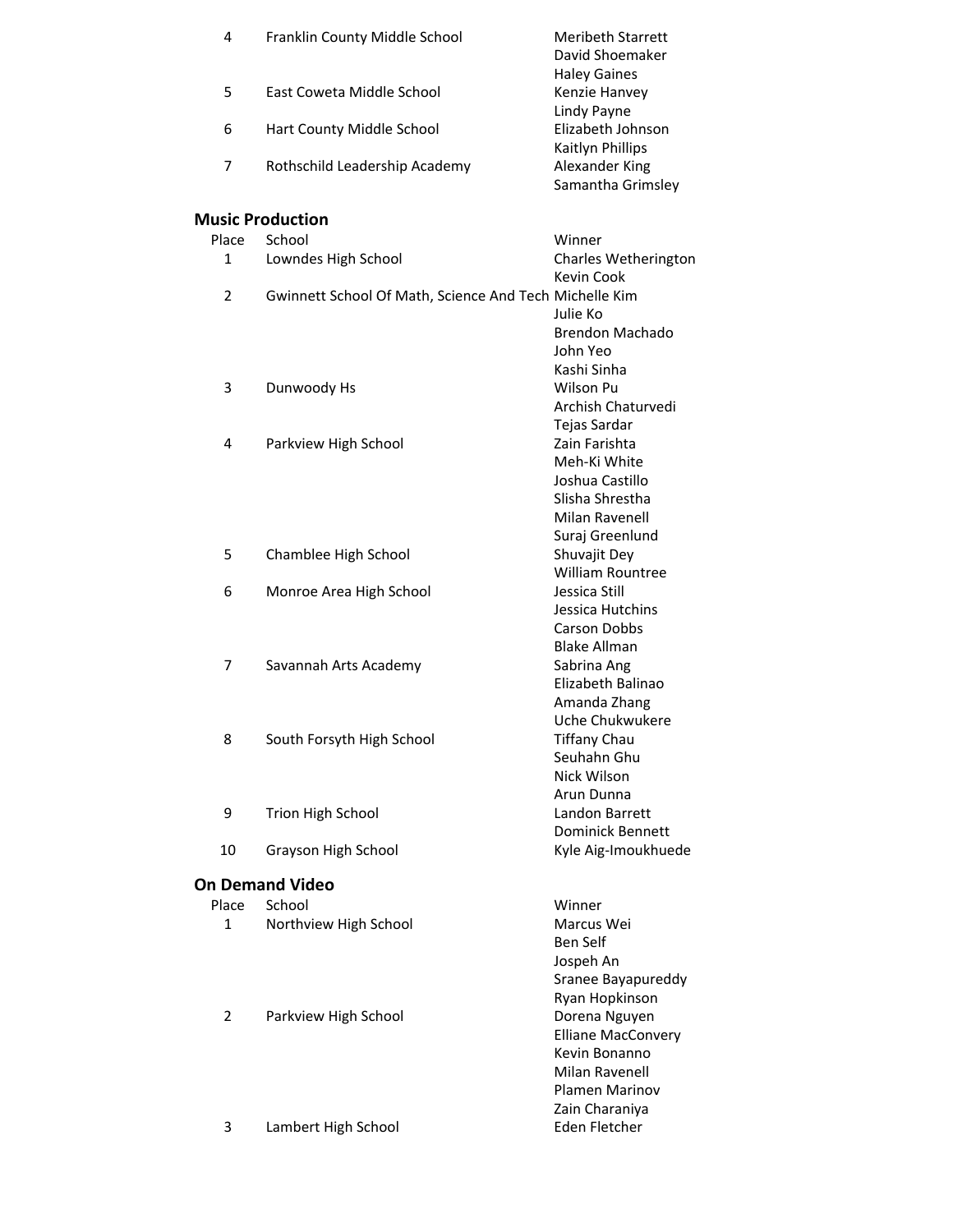| Place | School | Winner |
|---|---|---|
| 4 | Franklin County Middle School | Meribeth Starrett |
| | | David Shoemaker |
| | | Haley Gaines |
| 5 | East Coweta Middle School | Kenzie Hanvey |
| | | Lindy Payne |
| 6 | Hart County Middle School | Elizabeth Johnson |
| | | Kaitlyn Phillips |
| 7 | Rothschild Leadership Academy | Alexander King |
| | | Samantha Grimsley |

## Music Production

| Place | School | Winner |
|---|---|---|
| 1 | Lowndes High School | Charles Wetherington |
| | | Kevin Cook |
| 2 | Gwinnett School Of Math, Science And Tech | Michelle Kim |
| | | Julie Ko |
| | | Brendon Machado |
| | | John Yeo |
| | | Kashi Sinha |
| 3 | Dunwoody Hs | Wilson Pu |
| | | Archish Chaturvedi |
| | | Tejas Sardar |
| 4 | Parkview High School | Zain Farishta |
| | | Meh-Ki White |
| | | Joshua Castillo |
| | | Slisha Shrestha |
| | | Milan Ravenell |
| | | Suraj Greenlund |
| 5 | Chamblee High School | Shuvajit Dey |
| | | William Rountree |
| 6 | Monroe Area High School | Jessica Still |
| | | Jessica Hutchins |
| | | Carson Dobbs |
| | | Blake Allman |
| 7 | Savannah Arts Academy | Sabrina Ang |
| | | Elizabeth Balinao |
| | | Amanda Zhang |
| | | Uche Chukwukere |
| 8 | South Forsyth High School | Tiffany Chau |
| | | Seuhahn Ghu |
| | | Nick Wilson |
| | | Arun Dunna |
| 9 | Trion High School | Landon Barrett |
| | | Dominick Bennett |
| 10 | Grayson High School | Kyle Aig-Imoukhuede |

## On Demand Video

| Place | School | Winner |
|---|---|---|
| 1 | Northview High School | Marcus Wei |
| | | Ben Self |
| | | Jospeh An |
| | | Sranee Bayapureddy |
| | | Ryan Hopkinson |
| 2 | Parkview High School | Dorena Nguyen |
| | | Elliane MacConvery |
| | | Kevin Bonanno |
| | | Milan Ravenell |
| | | Plamen Marinov |
| | | Zain Charaniya |
| 3 | Lambert High School | Eden Fletcher |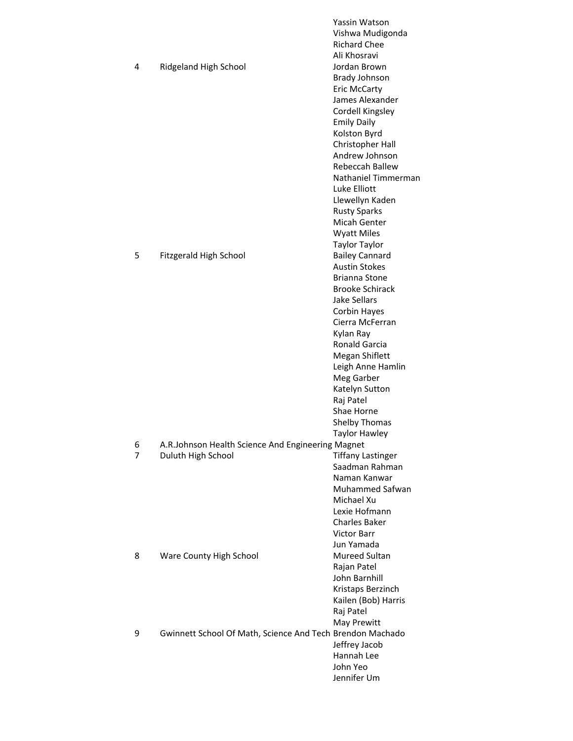| | | |
|---|---|---|
| | | Yassin Watson |
| | | Vishwa Mudigonda |
| | | Richard Chee |
| | | Ali Khosravi |
| 4 | Ridgeland High School | Jordan Brown |
| | | Brady Johnson |
| | | Eric McCarty |
| | | James Alexander |
| | | Cordell Kingsley |
| | | Emily Daily |
| | | Kolston Byrd |
| | | Christopher Hall |
| | | Andrew Johnson |
| | | Rebeccah Ballew |
| | | Nathaniel Timmerman |
| | | Luke Elliott |
| | | Llewellyn Kaden |
| | | Rusty Sparks |
| | | Micah Genter |
| | | Wyatt Miles |
| | | Taylor Taylor |
| 5 | Fitzgerald High School | Bailey Cannard |
| | | Austin Stokes |
| | | Brianna Stone |
| | | Brooke Schirack |
| | | Jake Sellars |
| | | Corbin Hayes |
| | | Cierra McFerran |
| | | Kylan Ray |
| | | Ronald Garcia |
| | | Megan Shiflett |
| | | Leigh Anne Hamlin |
| | | Meg Garber |
| | | Katelyn Sutton |
| | | Raj Patel |
| | | Shae Horne |
| | | Shelby Thomas |
| | | Taylor Hawley |
| 6 | A.R.Johnson Health Science And Engineering Magnet | |
| 7 | Duluth High School | Tiffany Lastinger |
| | | Saadman Rahman |
| | | Naman Kanwar |
| | | Muhammed Safwan |
| | | Michael Xu |
| | | Lexie Hofmann |
| | | Charles Baker |
| | | Victor Barr |
| | | Jun Yamada |
| 8 | Ware County High School | Mureed Sultan |
| | | Rajan Patel |
| | | John Barnhill |
| | | Kristaps Berzinch |
| | | Kailen (Bob) Harris |
| | | Raj Patel |
| | | May Prewitt |
| 9 | Gwinnett School Of Math, Science And Tech | Brendon Machado |
| | | Jeffrey Jacob |
| | | Hannah Lee |
| | | John Yeo |
| | | Jennifer Um |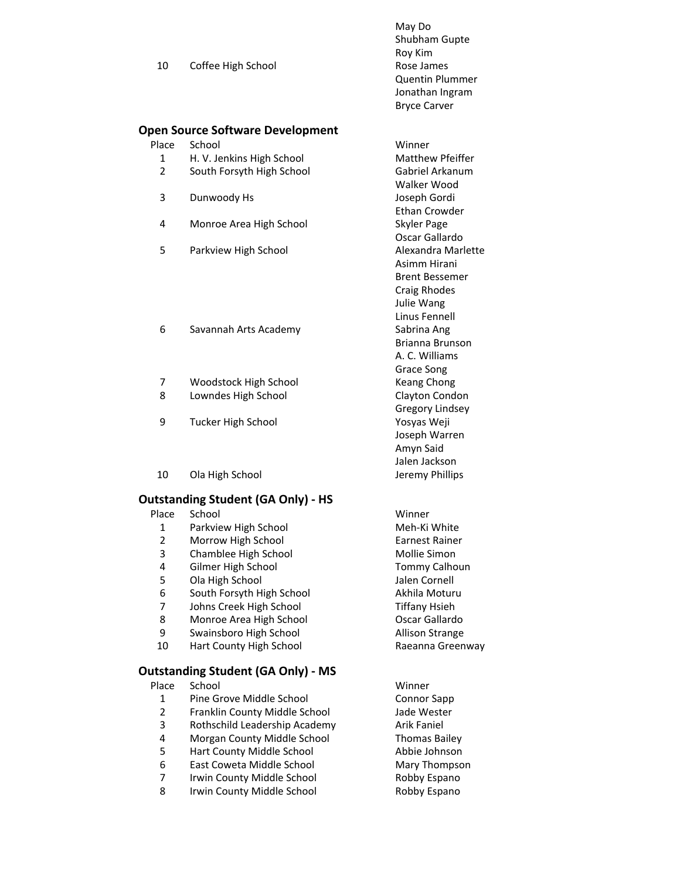| | | |
|---|---|---|
| 10 | Coffee High School | May Do<br>Shubham Gupte<br>Roy Kim<br>Rose James<br>Quentin Plummer<br>Jonathan Ingram<br>Bryce Carver |

### Open Source Software Development

| Place | School | Winner |
|---|---|---|
| 1 | H. V. Jenkins High School | Matthew Pfeiffer |
| 2 | South Forsyth High School | Gabriel Arkanum<br>Walker Wood |
| 3 | Dunwoody Hs | Joseph Gordi<br>Ethan Crowder |
| 4 | Monroe Area High School | Skyler Page<br>Oscar Gallardo |
| 5 | Parkview High School | Alexandra Marlette<br>Asimm Hirani<br>Brent Bessemer<br>Craig Rhodes<br>Julie Wang<br>Linus Fennell |
| 6 | Savannah Arts Academy | Sabrina Ang<br>Brianna Brunson<br>A. C. Williams<br>Grace Song |
| 7 | Woodstock High School | Keang Chong |
| 8 | Lowndes High School | Clayton Condon<br>Gregory Lindsey |
| 9 | Tucker High School | Yosyas Weji<br>Joseph Warren<br>Amyn Said<br>Jalen Jackson |
| 10 | Ola High School | Jeremy Phillips |

### Outstanding Student (GA Only) - HS

| Place | School | Winner |
|---|---|---|
| 1 | Parkview High School | Meh-Ki White |
| 2 | Morrow High School | Earnest Rainer |
| 3 | Chamblee High School | Mollie Simon |
| 4 | Gilmer High School | Tommy Calhoun |
| 5 | Ola High School | Jalen Cornell |
| 6 | South Forsyth High School | Akhila Moturu |
| 7 | Johns Creek High School | Tiffany Hsieh |
| 8 | Monroe Area High School | Oscar Gallardo |
| 9 | Swainsboro High School | Allison Strange |
| 10 | Hart County High School | Raeanna Greenway |

### Outstanding Student (GA Only) - MS

| Place | School | Winner |
|---|---|---|
| 1 | Pine Grove Middle School | Connor Sapp |
| 2 | Franklin County Middle School | Jade Wester |
| 3 | Rothschild Leadership Academy | Arik Faniel |
| 4 | Morgan County Middle School | Thomas Bailey |
| 5 | Hart County Middle School | Abbie Johnson |
| 6 | East Coweta Middle School | Mary Thompson |
| 7 | Irwin County Middle School | Robby Espano |
| 8 | Irwin County Middle School | Robby Espano |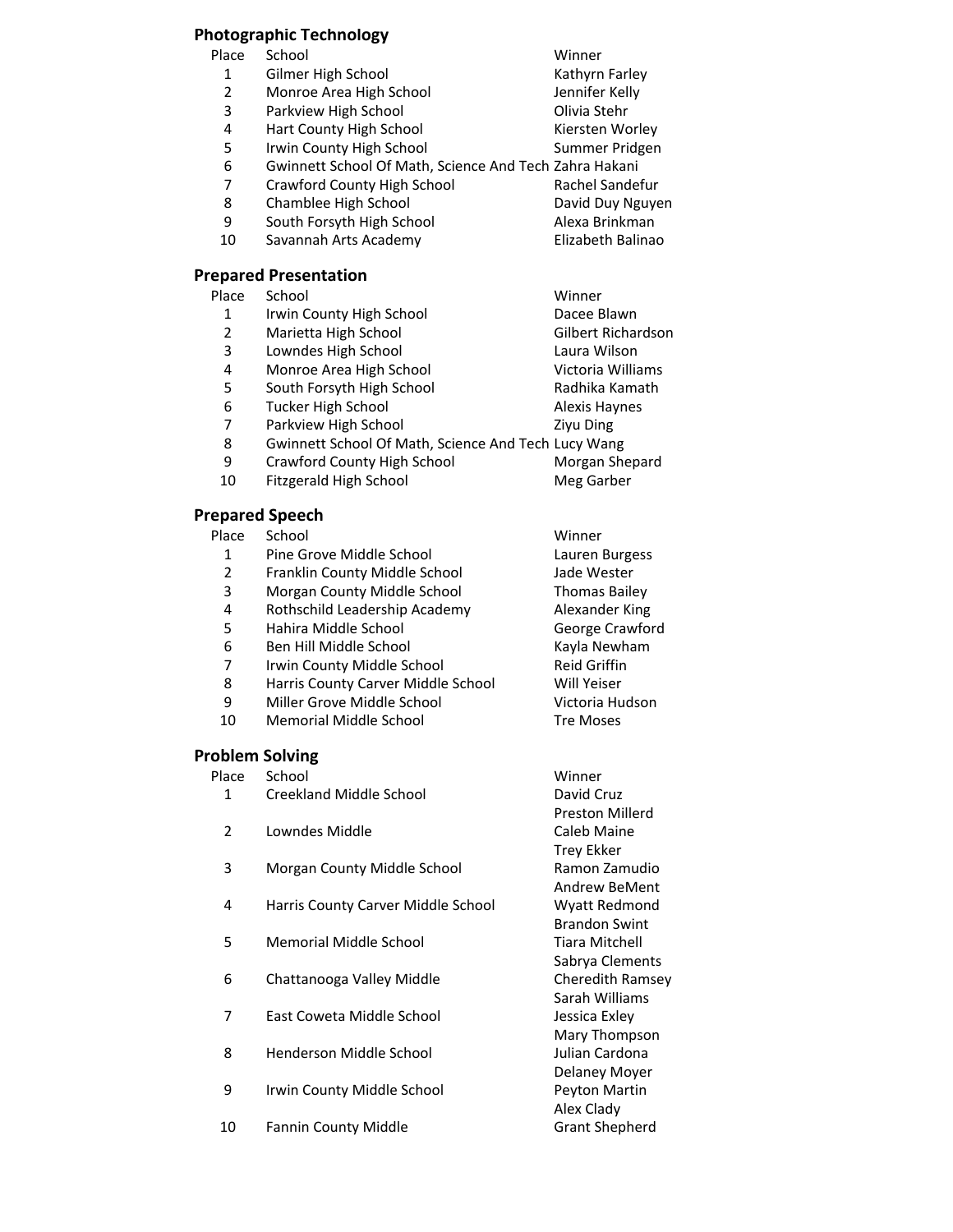## Photographic Technology

| Place | School | Winner |
|---|---|---|
| 1 | Gilmer High School | Kathyrn Farley |
| 2 | Monroe Area High School | Jennifer Kelly |
| 3 | Parkview High School | Olivia Stehr |
| 4 | Hart County High School | Kiersten Worley |
| 5 | Irwin County High School | Summer Pridgen |
| 6 | Gwinnett School Of Math, Science And Tech | Zahra Hakani |
| 7 | Crawford County High School | Rachel Sandefur |
| 8 | Chamblee High School | David Duy Nguyen |
| 9 | South Forsyth High School | Alexa Brinkman |
| 10 | Savannah Arts Academy | Elizabeth Balinao |

## Prepared Presentation

| Place | School | Winner |
|---|---|---|
| 1 | Irwin County High School | Dacee Blawn |
| 2 | Marietta High School | Gilbert Richardson |
| 3 | Lowndes High School | Laura Wilson |
| 4 | Monroe Area High School | Victoria Williams |
| 5 | South Forsyth High School | Radhika Kamath |
| 6 | Tucker High School | Alexis Haynes |
| 7 | Parkview High School | Ziyu Ding |
| 8 | Gwinnett School Of Math, Science And Tech | Lucy Wang |
| 9 | Crawford County High School | Morgan Shepard |
| 10 | Fitzgerald High School | Meg Garber |

## Prepared Speech

| Place | School | Winner |
|---|---|---|
| 1 | Pine Grove Middle School | Lauren Burgess |
| 2 | Franklin County Middle School | Jade Wester |
| 3 | Morgan County Middle School | Thomas Bailey |
| 4 | Rothschild Leadership Academy | Alexander King |
| 5 | Hahira Middle School | George Crawford |
| 6 | Ben Hill Middle School | Kayla Newham |
| 7 | Irwin County Middle School | Reid Griffin |
| 8 | Harris County Carver Middle School | Will Yeiser |
| 9 | Miller Grove Middle School | Victoria Hudson |
| 10 | Memorial Middle School | Tre Moses |

## Problem Solving

| Place | School | Winner |
|---|---|---|
| 1 | Creekland Middle School | David Cruz<br>Preston Millerd |
| 2 | Lowndes Middle | Caleb Maine<br>Trey Ekker |
| 3 | Morgan County Middle School | Ramon Zamudio<br>Andrew BeMent |
| 4 | Harris County Carver Middle School | Wyatt Redmond<br>Brandon Swint |
| 5 | Memorial Middle School | Tiara Mitchell<br>Sabrya Clements |
| 6 | Chattanooga Valley Middle | Cheredith Ramsey<br>Sarah Williams |
| 7 | East Coweta Middle School | Jessica Exley<br>Mary Thompson |
| 8 | Henderson Middle School | Julian Cardona<br>Delaney Moyer |
| 9 | Irwin County Middle School | Peyton Martin<br>Alex Clady |
| 10 | Fannin County Middle | Grant Shepherd |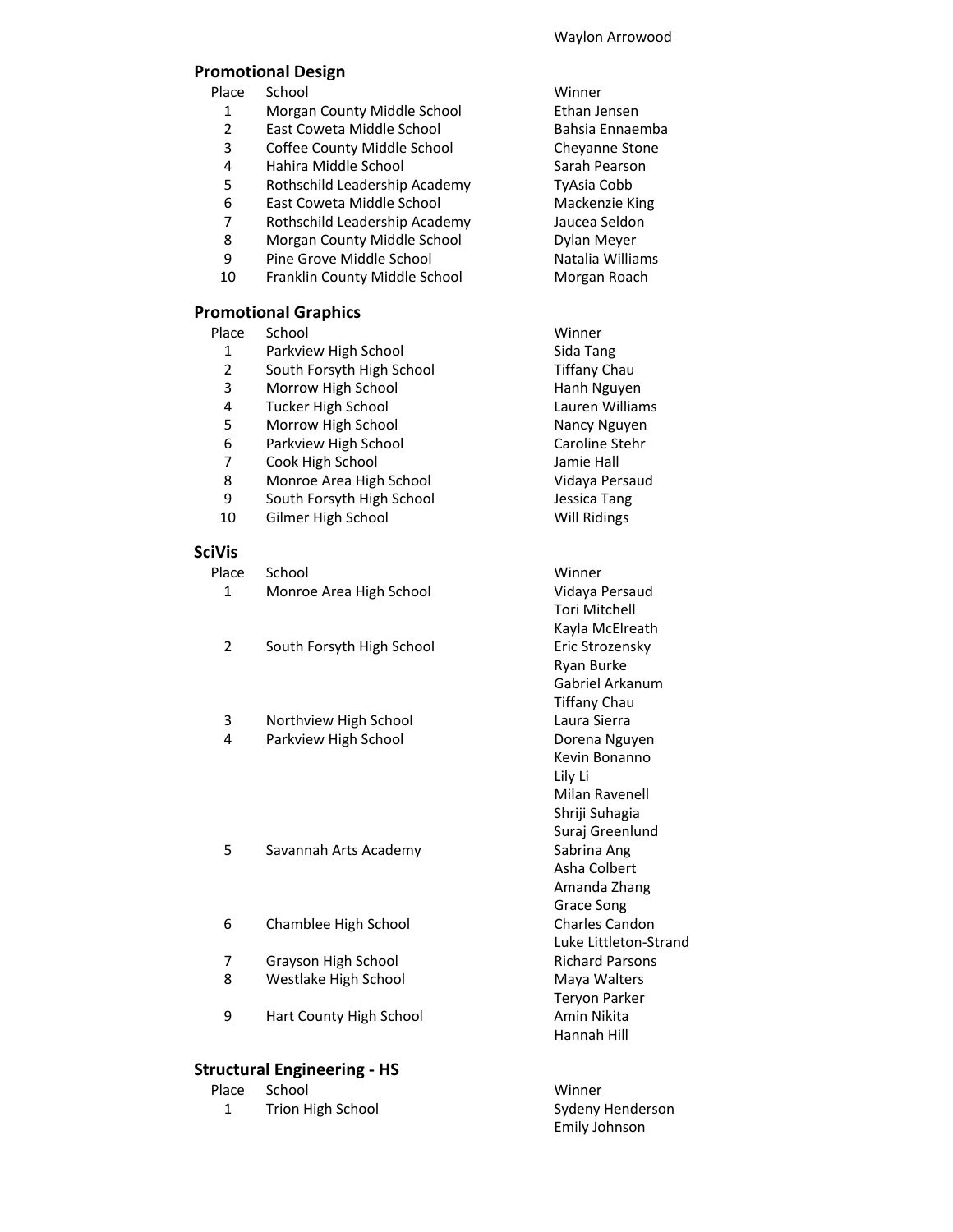Waylon Arrowood

## Promotional Design

| Place | School | Winner |
|---|---|---|
| 1 | Morgan County Middle School | Ethan Jensen |
| 2 | East Coweta Middle School | Bahsia Ennaemba |
| 3 | Coffee County Middle School | Cheyanne Stone |
| 4 | Hahira Middle School | Sarah Pearson |
| 5 | Rothschild Leadership Academy | TyAsia Cobb |
| 6 | East Coweta Middle School | Mackenzie King |
| 7 | Rothschild Leadership Academy | Jaucea Seldon |
| 8 | Morgan County Middle School | Dylan Meyer |
| 9 | Pine Grove Middle School | Natalia Williams |
| 10 | Franklin County Middle School | Morgan Roach |

## Promotional Graphics

| Place | School | Winner |
|---|---|---|
| 1 | Parkview High School | Sida Tang |
| 2 | South Forsyth High School | Tiffany Chau |
| 3 | Morrow High School | Hanh Nguyen |
| 4 | Tucker High School | Lauren Williams |
| 5 | Morrow High School | Nancy Nguyen |
| 6 | Parkview High School | Caroline Stehr |
| 7 | Cook High School | Jamie Hall |
| 8 | Monroe Area High School | Vidaya Persaud |
| 9 | South Forsyth High School | Jessica Tang |
| 10 | Gilmer High School | Will Ridings |

## SciVis

| Place | School | Winner |
|---|---|---|
| 1 | Monroe Area High School | Vidaya Persaud |
| | | Tori Mitchell |
| | | Kayla McElreath |
| 2 | South Forsyth High School | Eric Strozensky |
| | | Ryan Burke |
| | | Gabriel Arkanum |
| | | Tiffany Chau |
| 3 | Northview High School | Laura Sierra |
| 4 | Parkview High School | Dorena Nguyen |
| | | Kevin Bonanno |
| | | Lily Li |
| | | Milan Ravenell |
| | | Shriji Suhagia |
| | | Suraj Greenlund |
| 5 | Savannah Arts Academy | Sabrina Ang |
| | | Asha Colbert |
| | | Amanda Zhang |
| | | Grace Song |
| 6 | Chamblee High School | Charles Candon |
| | | Luke Littleton-Strand |
| 7 | Grayson High School | Richard Parsons |
| 8 | Westlake High School | Maya Walters |
| | | Teryon Parker |
| 9 | Hart County High School | Amin Nikita |
| | | Hannah Hill |

## Structural Engineering - HS

| Place | School | Winner |
|---|---|---|
| 1 | Trion High School | Sydeny Henderson |
| | | Emily Johnson |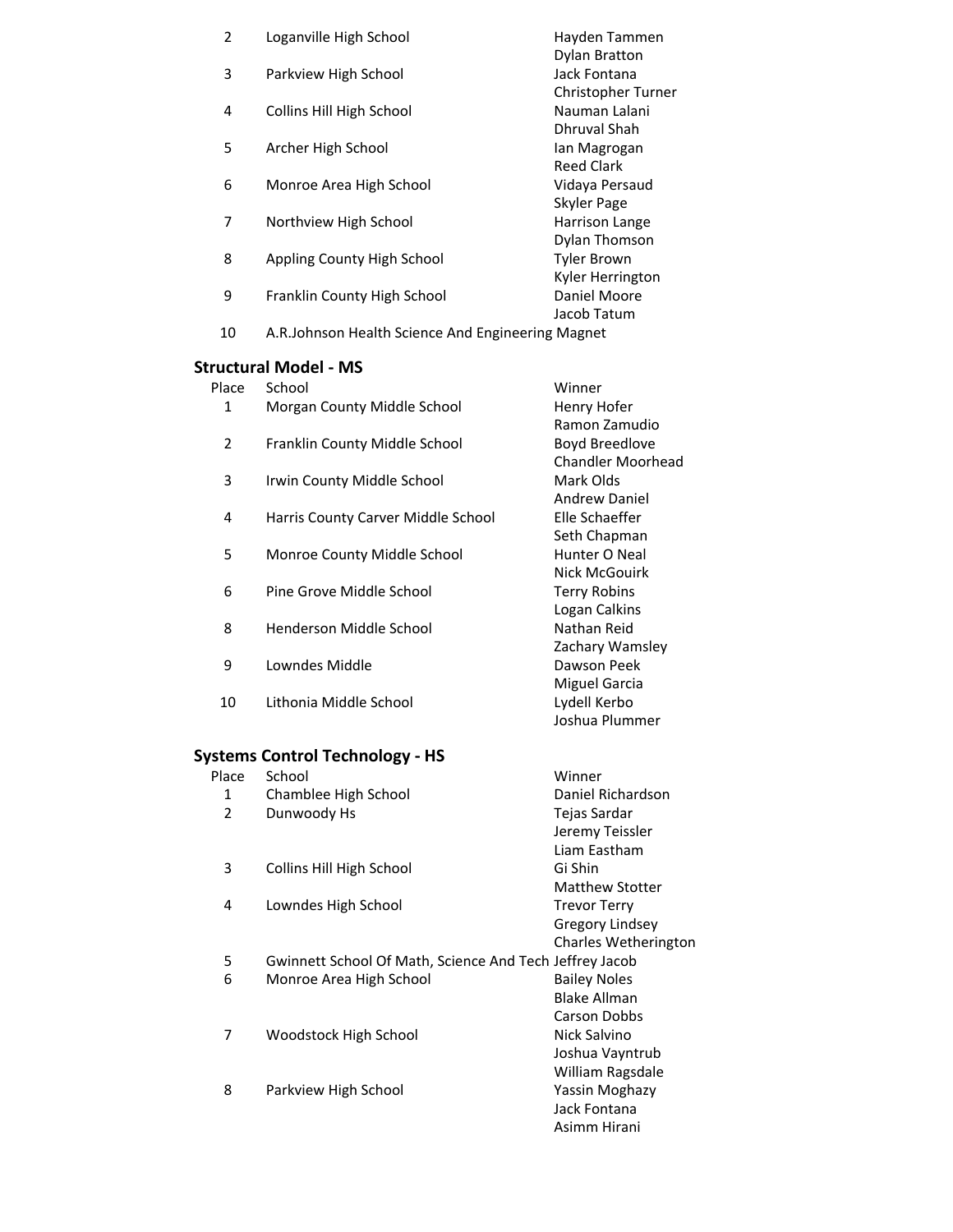| Place | School | Winner |
|---|---|---|
| 2 | Loganville High School | Hayden Tammen |
| | | Dylan Bratton |
| 3 | Parkview High School | Jack Fontana |
| | | Christopher Turner |
| 4 | Collins Hill High School | Nauman Lalani |
| | | Dhruval Shah |
| 5 | Archer High School | Ian Magrogan |
| | | Reed Clark |
| 6 | Monroe Area High School | Vidaya Persaud |
| | | Skyler Page |
| 7 | Northview High School | Harrison Lange |
| | | Dylan Thomson |
| 8 | Appling County High School | Tyler Brown |
| | | Kyler Herrington |
| 9 | Franklin County High School | Daniel Moore |
| | | Jacob Tatum |
| 10 | A.R.Johnson Health Science And Engineering Magnet | |

### Structural Model - MS

| Place | School | Winner |
|---|---|---|
| 1 | Morgan County Middle School | Henry Hofer |
| | | Ramon Zamudio |
| 2 | Franklin County Middle School | Boyd Breedlove |
| | | Chandler Moorhead |
| 3 | Irwin County Middle School | Mark Olds |
| | | Andrew Daniel |
| 4 | Harris County Carver Middle School | Elle Schaeffer |
| | | Seth Chapman |
| 5 | Monroe County Middle School | Hunter O Neal |
| | | Nick McGouirk |
| 6 | Pine Grove Middle School | Terry Robins |
| | | Logan Calkins |
| 8 | Henderson Middle School | Nathan Reid |
| | | Zachary Wamsley |
| 9 | Lowndes Middle | Dawson Peek |
| | | Miguel Garcia |
| 10 | Lithonia Middle School | Lydell Kerbo |
| | | Joshua Plummer |

### Systems Control Technology - HS

| Place | School | Winner |
|---|---|---|
| 1 | Chamblee High School | Daniel Richardson |
| 2 | Dunwoody Hs | Tejas Sardar |
| | | Jeremy Teissler |
| | | Liam Eastham |
| 3 | Collins Hill High School | Gi Shin |
| | | Matthew Stotter |
| 4 | Lowndes High School | Trevor Terry |
| | | Gregory Lindsey |
| | | Charles Wetherington |
| 5 | Gwinnett School Of Math, Science And Tech | Jeffrey Jacob |
| 6 | Monroe Area High School | Bailey Noles |
| | | Blake Allman |
| | | Carson Dobbs |
| 7 | Woodstock High School | Nick Salvino |
| | | Joshua Vayntrub |
| | | William Ragsdale |
| 8 | Parkview High School | Yassin Moghazy |
| | | Jack Fontana |
| | | Asimm Hirani |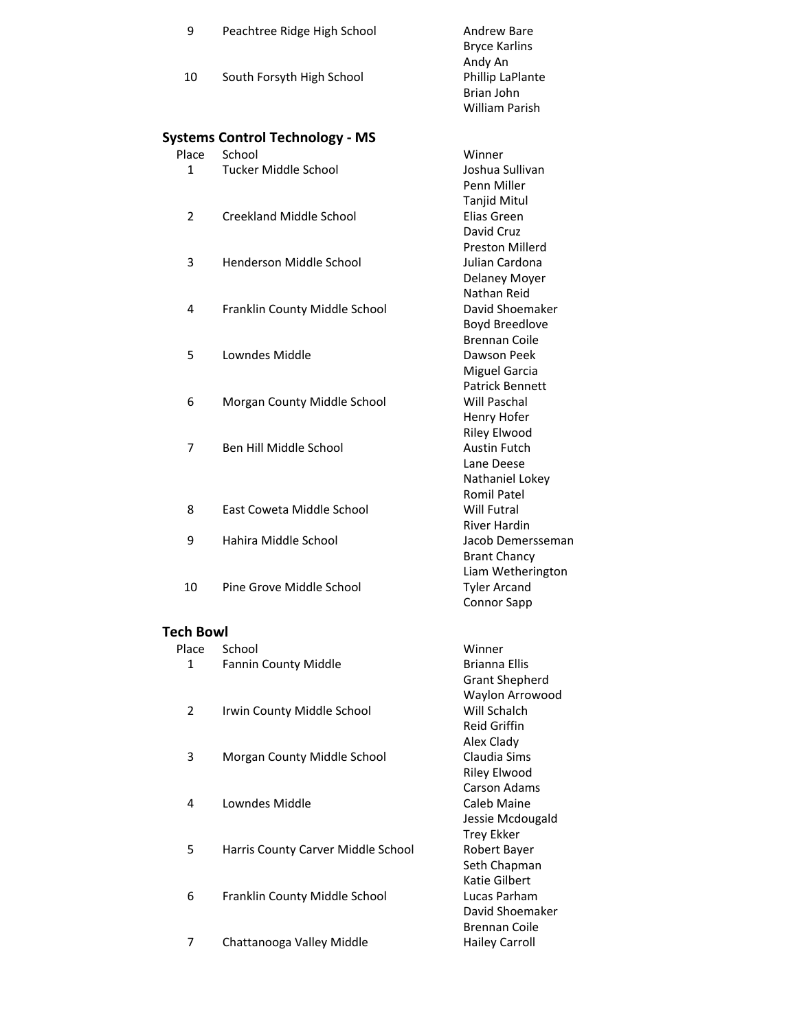| Place | School | Winner |
| --- | --- | --- |
| 9 | Peachtree Ridge High School | Andrew Bare |
| | | Bryce Karlins |
| | | Andy An |
| 10 | South Forsyth High School | Phillip LaPlante |
| | | Brian John |
| | | William Parish |

## Systems Control Technology - MS

| Place | School | Winner |
| --- | --- | --- |
| 1 | Tucker Middle School | Joshua Sullivan |
| | | Penn Miller |
| | | Tanjid Mitul |
| 2 | Creekland Middle School | Elias Green |
| | | David Cruz |
| | | Preston Millerd |
| 3 | Henderson Middle School | Julian Cardona |
| | | Delaney Moyer |
| | | Nathan Reid |
| 4 | Franklin County Middle School | David Shoemaker |
| | | Boyd Breedlove |
| | | Brennan Coile |
| 5 | Lowndes Middle | Dawson Peek |
| | | Miguel Garcia |
| | | Patrick Bennett |
| 6 | Morgan County Middle School | Will Paschal |
| | | Henry Hofer |
| | | Riley Elwood |
| 7 | Ben Hill Middle School | Austin Futch |
| | | Lane Deese |
| | | Nathaniel Lokey |
| | | Romil Patel |
| 8 | East Coweta Middle School | Will Futral |
| | | River Hardin |
| 9 | Hahira Middle School | Jacob Demersseman |
| | | Brant Chancy |
| | | Liam Wetherington |
| 10 | Pine Grove Middle School | Tyler Arcand |
| | | Connor Sapp |

## Tech Bowl

| Place | School | Winner |
| --- | --- | --- |
| 1 | Fannin County Middle | Brianna Ellis |
| | | Grant Shepherd |
| | | Waylon Arrowood |
| 2 | Irwin County Middle School | Will Schalch |
| | | Reid Griffin |
| | | Alex Clady |
| 3 | Morgan County Middle School | Claudia Sims |
| | | Riley Elwood |
| | | Carson Adams |
| 4 | Lowndes Middle | Caleb Maine |
| | | Jessie Mcdougald |
| | | Trey Ekker |
| 5 | Harris County Carver Middle School | Robert Bayer |
| | | Seth Chapman |
| | | Katie Gilbert |
| 6 | Franklin County Middle School | Lucas Parham |
| | | David Shoemaker |
| | | Brennan Coile |
| 7 | Chattanooga Valley Middle | Hailey Carroll |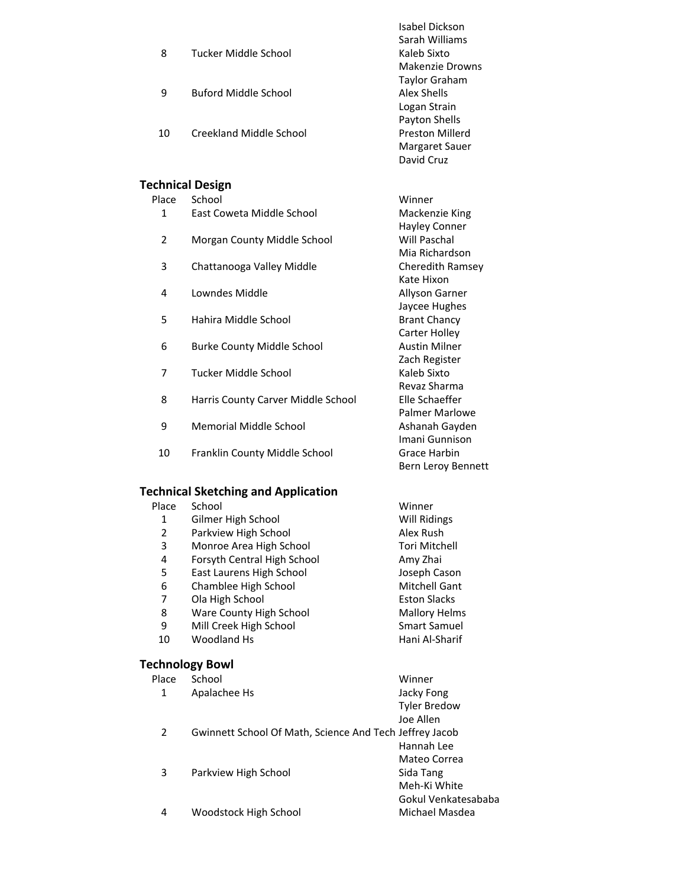| Place | School | Winner |
|---|---|---|
| 8 | Tucker Middle School | Isabel Dickson<br>Sarah Williams<br>Kaleb Sixto<br>Makenzie Drowns |
| 9 | Buford Middle School | Taylor Graham<br>Alex Shells<br>Logan Strain<br>Payton Shells |
| 10 | Creekland Middle School | Preston Millerd<br>Margaret Sauer<br>David Cruz |

## Technical Design

| Place | School | Winner |
|---|---|---|
| 1 | East Coweta Middle School | Mackenzie King<br>Hayley Conner |
| 2 | Morgan County Middle School | Will Paschal<br>Mia Richardson |
| 3 | Chattanooga Valley Middle | Cheredith Ramsey<br>Kate Hixon |
| 4 | Lowndes Middle | Allyson Garner<br>Jaycee Hughes |
| 5 | Hahira Middle School | Brant Chancy<br>Carter Holley |
| 6 | Burke County Middle School | Austin Milner<br>Zach Register |
| 7 | Tucker Middle School | Kaleb Sixto<br>Revaz Sharma |
| 8 | Harris County Carver Middle School | Elle Schaeffer<br>Palmer Marlowe |
| 9 | Memorial Middle School | Ashanah Gayden<br>Imani Gunnison |
| 10 | Franklin County Middle School | Grace Harbin<br>Bern Leroy Bennett |

## Technical Sketching and Application

| Place | School | Winner |
|---|---|---|
| 1 | Gilmer High School | Will Ridings |
| 2 | Parkview High School | Alex Rush |
| 3 | Monroe Area High School | Tori Mitchell |
| 4 | Forsyth Central High School | Amy Zhai |
| 5 | East Laurens High School | Joseph Cason |
| 6 | Chamblee High School | Mitchell Gant |
| 7 | Ola High School | Eston Slacks |
| 8 | Ware County High School | Mallory Helms |
| 9 | Mill Creek High School | Smart Samuel |
| 10 | Woodland Hs | Hani Al-Sharif |

## Technology Bowl

| Place | School | Winner |
|---|---|---|
| 1 | Apalachee Hs | Jacky Fong<br>Tyler Bredow<br>Joe Allen |
| 2 | Gwinnett School Of Math, Science And Tech | Jeffrey Jacob<br>Hannah Lee<br>Mateo Correa |
| 3 | Parkview High School | Sida Tang<br>Meh-Ki White<br>Gokul Venkatesababa |
| 4 | Woodstock High School | Michael Masdea |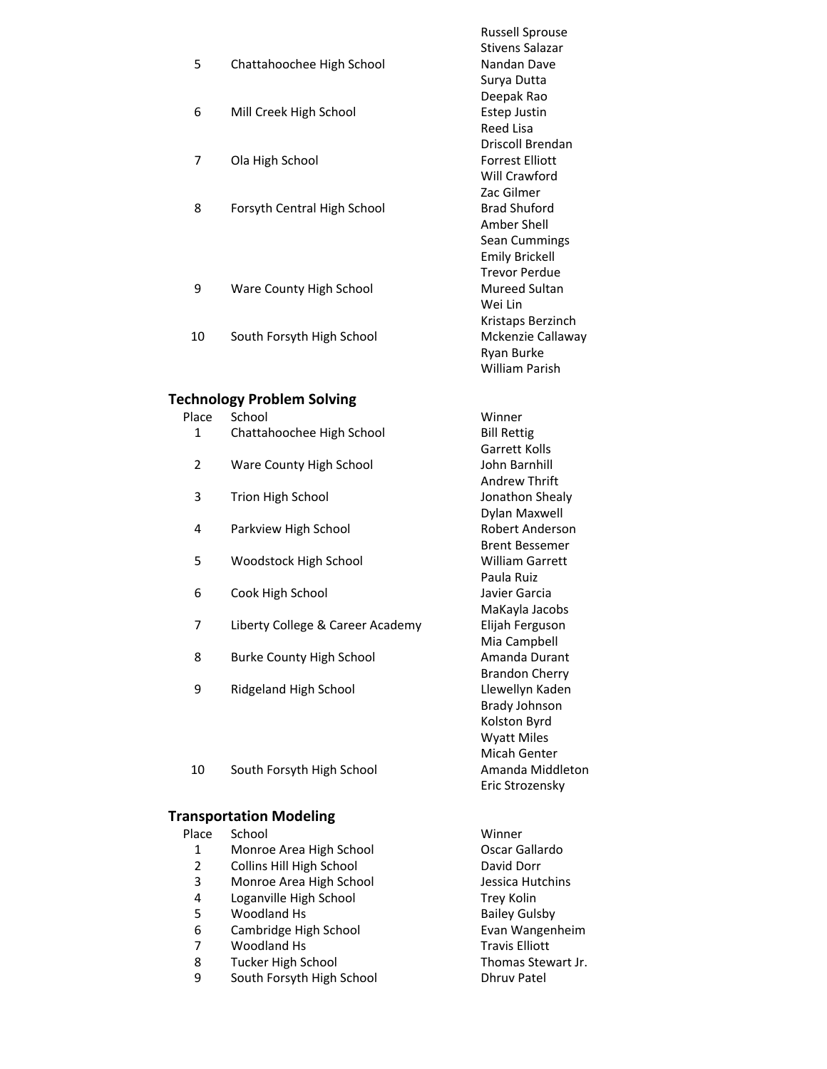| | | |
|---|---|---|
| | | Russell Sprouse |
| | | Stivens Salazar |
| 5 | Chattahoochee High School | Nandan Dave |
| | | Surya Dutta |
| | | Deepak Rao |
| 6 | Mill Creek High School | Estep Justin |
| | | Reed Lisa |
| | | Driscoll Brendan |
| 7 | Ola High School | Forrest Elliott |
| | | Will Crawford |
| | | Zac Gilmer |
| 8 | Forsyth Central High School | Brad Shuford |
| | | Amber Shell |
| | | Sean Cummings |
| | | Emily Brickell |
| | | Trevor Perdue |
| 9 | Ware County High School | Mureed Sultan |
| | | Wei Lin |
| | | Kristaps Berzinch |
| 10 | South Forsyth High School | Mckenzie Callaway |
| | | Ryan Burke |
| | | William Parish |

## Technology Problem Solving

| Place | School | Winner |
|---|---|---|
| 1 | Chattahoochee High School | Bill Rettig |
| | | Garrett Kolls |
| 2 | Ware County High School | John Barnhill |
| | | Andrew Thrift |
| 3 | Trion High School | Jonathon Shealy |
| | | Dylan Maxwell |
| 4 | Parkview High School | Robert Anderson |
| | | Brent Bessemer |
| 5 | Woodstock High School | William Garrett |
| | | Paula Ruiz |
| 6 | Cook High School | Javier Garcia |
| | | MaKayla Jacobs |
| 7 | Liberty College & Career Academy | Elijah Ferguson |
| | | Mia Campbell |
| 8 | Burke County High School | Amanda Durant |
| | | Brandon Cherry |
| 9 | Ridgeland High School | Llewellyn Kaden |
| | | Brady Johnson |
| | | Kolston Byrd |
| | | Wyatt Miles |
| | | Micah Genter |
| 10 | South Forsyth High School | Amanda Middleton |
| | | Eric Strozensky |

## Transportation Modeling

| Place | School | Winner |
|---|---|---|
| 1 | Monroe Area High School | Oscar Gallardo |
| 2 | Collins Hill High School | David Dorr |
| 3 | Monroe Area High School | Jessica Hutchins |
| 4 | Loganville High School | Trey Kolin |
| 5 | Woodland Hs | Bailey Gulsby |
| 6 | Cambridge High School | Evan Wangenheim |
| 7 | Woodland Hs | Travis Elliott |
| 8 | Tucker High School | Thomas Stewart Jr. |
| 9 | South Forsyth High School | Dhruv Patel |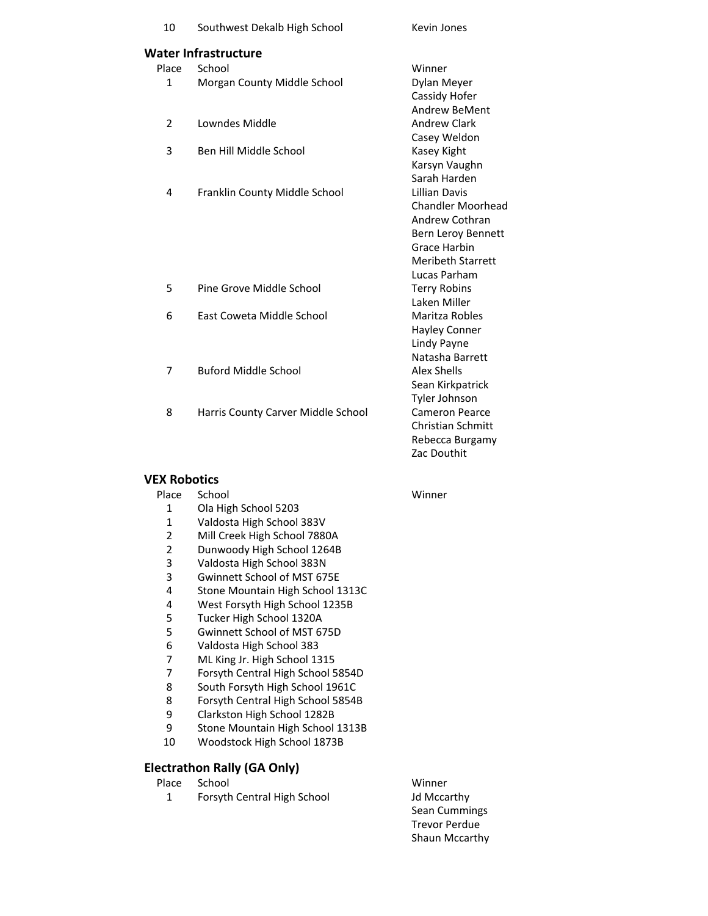| 10 | Southwest Dekalb High School | Kevin Jones |
|---|---|---|

### Water Infrastructure

| Place | School | Winner |
|---|---|---|
| 1 | Morgan County Middle School | Dylan Meyer |
| | | Cassidy Hofer |
| | | Andrew BeMent |
| 2 | Lowndes Middle | Andrew Clark |
| | | Casey Weldon |
| 3 | Ben Hill Middle School | Kasey Kight |
| | | Karsyn Vaughn |
| | | Sarah Harden |
| 4 | Franklin County Middle School | Lillian Davis |
| | | Chandler Moorhead |
| | | Andrew Cothran |
| | | Bern Leroy Bennett |
| | | Grace Harbin |
| | | Meribeth Starrett |
| | | Lucas Parham |
| 5 | Pine Grove Middle School | Terry Robins |
| | | Laken Miller |
| 6 | East Coweta Middle School | Maritza Robles |
| | | Hayley Conner |
| | | Lindy Payne |
| | | Natasha Barrett |
| 7 | Buford Middle School | Alex Shells |
| | | Sean Kirkpatrick |
| | | Tyler Johnson |
| 8 | Harris County Carver Middle School | Cameron Pearce |
| | | Christian Schmitt |
| | | Rebecca Burgamy |
| | | Zac Douthit |

### VEX Robotics

| Place | School | Winner |
|---|---|---|
| 1 | Ola High School 5203 | |
| 1 | Valdosta High School 383V | |
| 2 | Mill Creek High School 7880A | |
| 2 | Dunwoody High School 1264B | |
| 3 | Valdosta High School 383N | |
| 3 | Gwinnett School of MST 675E | |
| 4 | Stone Mountain High School 1313C | |
| 4 | West Forsyth High School 1235B | |
| 5 | Tucker High School 1320A | |
| 5 | Gwinnett School of MST 675D | |
| 6 | Valdosta High School 383 | |
| 7 | ML King Jr. High School 1315 | |
| 7 | Forsyth Central High School 5854D | |
| 8 | South Forsyth High School 1961C | |
| 8 | Forsyth Central High School 5854B | |
| 9 | Clarkston High School 1282B | |
| 9 | Stone Mountain High School 1313B | |
| 10 | Woodstock High School 1873B | |

### Electrathon Rally (GA Only)

| Place | School | Winner |
|---|---|---|
| 1 | Forsyth Central High School | Jd Mccarthy |
| | | Sean Cummings |
| | | Trevor Perdue |
| | | Shaun Mccarthy |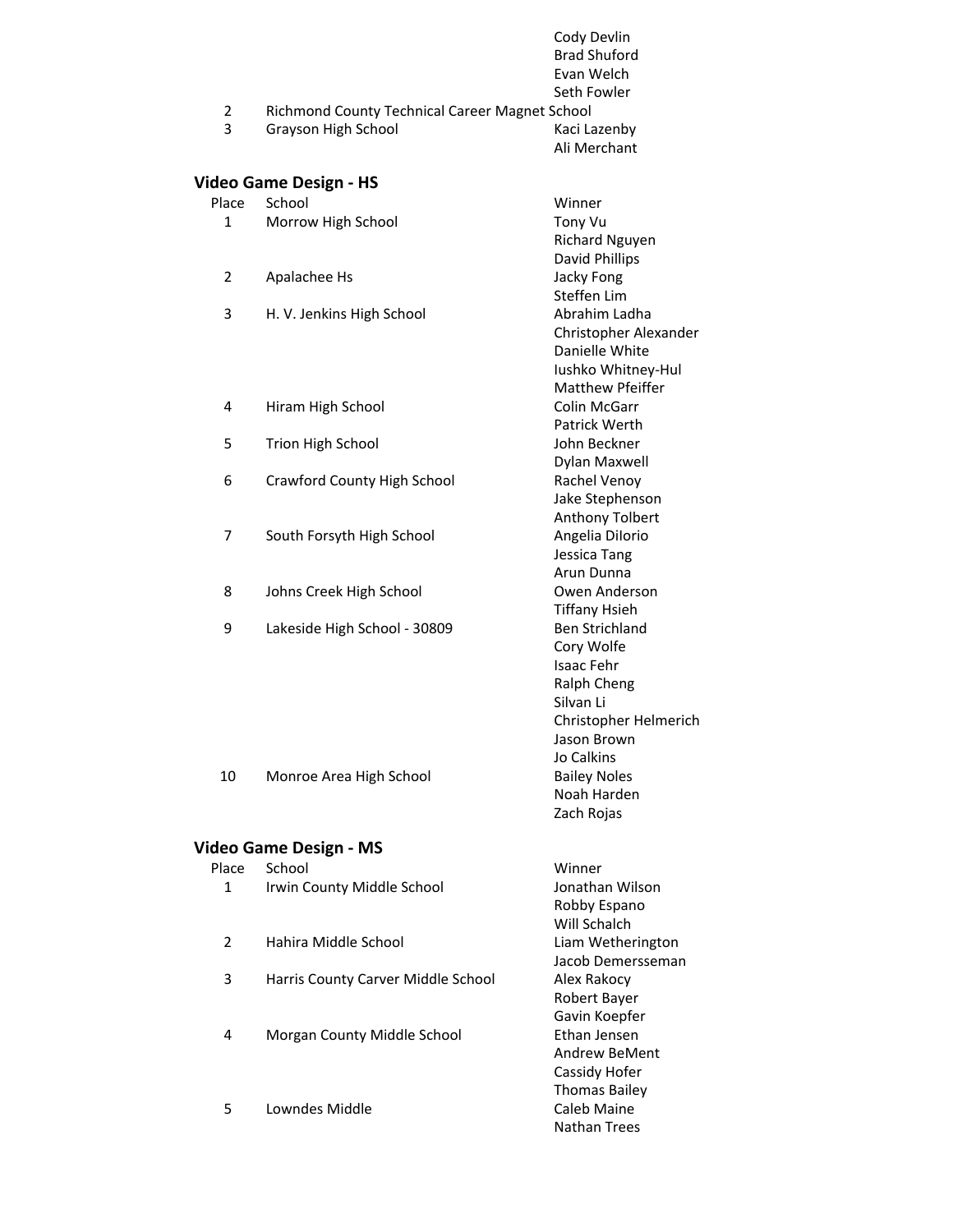| | | |
|---|---|---|
| | | Cody Devlin |
| | | Brad Shuford |
| | | Evan Welch |
| | | Seth Fowler |
| 2 | Richmond County Technical Career Magnet School | |
| 3 | Grayson High School | Kaci Lazenby |
| | | Ali Merchant |

### Video Game Design - HS

| Place | School | Winner |
|---|---|---|
| 1 | Morrow High School | Tony Vu |
| | | Richard Nguyen |
| | | David Phillips |
| 2 | Apalachee Hs | Jacky Fong |
| | | Steffen Lim |
| 3 | H. V. Jenkins High School | Abrahim Ladha |
| | | Christopher Alexander |
| | | Danielle White |
| | | Iushko Whitney-Hul |
| | | Matthew Pfeiffer |
| 4 | Hiram High School | Colin McGarr |
| | | Patrick Werth |
| 5 | Trion High School | John Beckner |
| | | Dylan Maxwell |
| 6 | Crawford County High School | Rachel Venoy |
| | | Jake Stephenson |
| | | Anthony Tolbert |
| 7 | South Forsyth High School | Angelia DiIorio |
| | | Jessica Tang |
| | | Arun Dunna |
| 8 | Johns Creek High School | Owen Anderson |
| | | Tiffany Hsieh |
| 9 | Lakeside High School - 30809 | Ben Strichland |
| | | Cory Wolfe |
| | | Isaac Fehr |
| | | Ralph Cheng |
| | | Silvan Li |
| | | Christopher Helmerich |
| | | Jason Brown |
| | | Jo Calkins |
| 10 | Monroe Area High School | Bailey Noles |
| | | Noah Harden |
| | | Zach Rojas |

### Video Game Design - MS

| Place | School | Winner |
|---|---|---|
| 1 | Irwin County Middle School | Jonathan Wilson |
| | | Robby Espano |
| | | Will Schalch |
| 2 | Hahira Middle School | Liam Wetherington |
| | | Jacob Demersseman |
| 3 | Harris County Carver Middle School | Alex Rakocy |
| | | Robert Bayer |
| | | Gavin Koepfer |
| 4 | Morgan County Middle School | Ethan Jensen |
| | | Andrew BeMent |
| | | Cassidy Hofer |
| | | Thomas Bailey |
| 5 | Lowndes Middle | Caleb Maine |
| | | Nathan Trees |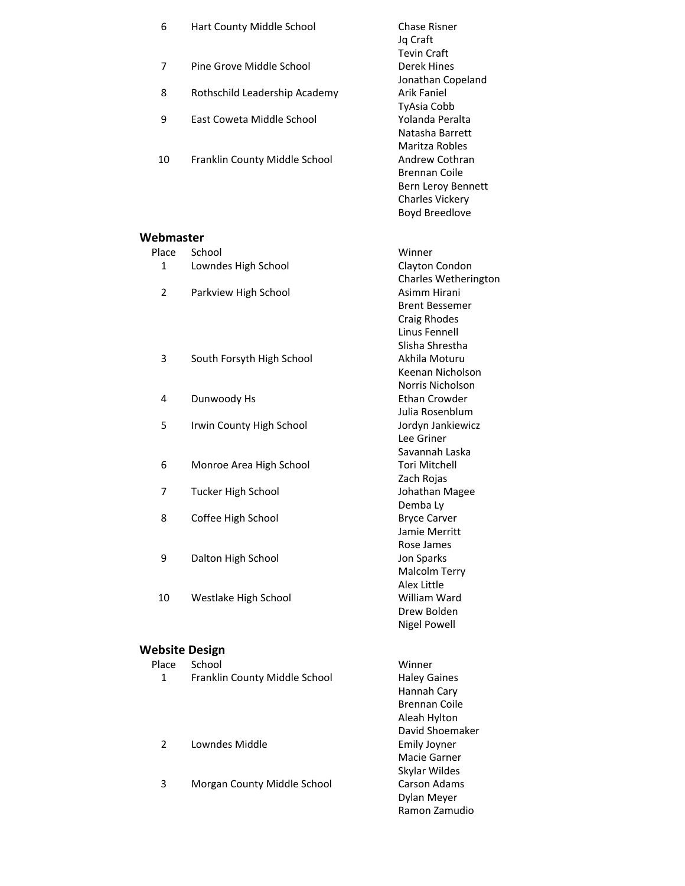| Place | School | Winner |
|---|---|---|
| 6 | Hart County Middle School | Chase Risner |
| | | Jq Craft |
| | | Tevin Craft |
| 7 | Pine Grove Middle School | Derek Hines |
| | | Jonathan Copeland |
| 8 | Rothschild Leadership Academy | Arik Faniel |
| | | TyAsia Cobb |
| 9 | East Coweta Middle School | Yolanda Peralta |
| | | Natasha Barrett |
| | | Maritza Robles |
| 10 | Franklin County Middle School | Andrew Cothran |
| | | Brennan Coile |
| | | Bern Leroy Bennett |
| | | Charles Vickery |
| | | Boyd Breedlove |

## Webmaster

| Place | School | Winner |
|---|---|---|
| 1 | Lowndes High School | Clayton Condon |
| | | Charles Wetherington |
| 2 | Parkview High School | Asimm Hirani |
| | | Brent Bessemer |
| | | Craig Rhodes |
| | | Linus Fennell |
| | | Slisha Shrestha |
| 3 | South Forsyth High School | Akhila Moturu |
| | | Keenan Nicholson |
| | | Norris Nicholson |
| 4 | Dunwoody Hs | Ethan Crowder |
| | | Julia Rosenblum |
| 5 | Irwin County High School | Jordyn Jankiewicz |
| | | Lee Griner |
| | | Savannah Laska |
| 6 | Monroe Area High School | Tori Mitchell |
| | | Zach Rojas |
| 7 | Tucker High School | Johathan Magee |
| | | Demba Ly |
| 8 | Coffee High School | Bryce Carver |
| | | Jamie Merritt |
| | | Rose James |
| 9 | Dalton High School | Jon Sparks |
| | | Malcolm Terry |
| | | Alex Little |
| 10 | Westlake High School | William Ward |
| | | Drew Bolden |
| | | Nigel Powell |

## Website Design

| Place | School | Winner |
|---|---|---|
| 1 | Franklin County Middle School | Haley Gaines |
| | | Hannah Cary |
| | | Brennan Coile |
| | | Aleah Hylton |
| | | David Shoemaker |
| 2 | Lowndes Middle | Emily Joyner |
| | | Macie Garner |
| | | Skylar Wildes |
| 3 | Morgan County Middle School | Carson Adams |
| | | Dylan Meyer |
| | | Ramon Zamudio |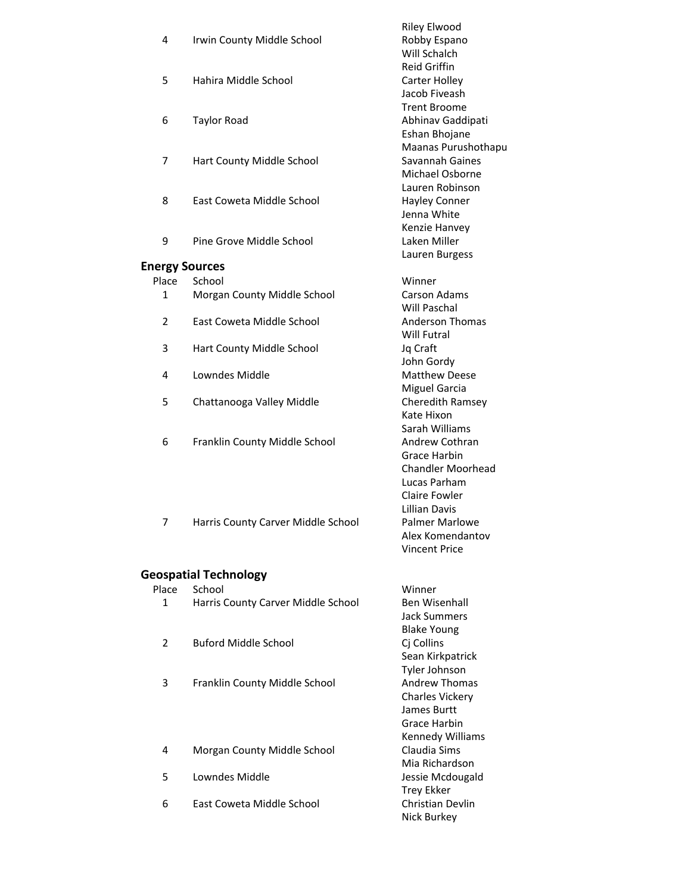| Place | School | Winner |
|---|---|---|
| 4 | Irwin County Middle School | Riley Elwood<br>Robby Espano<br>Will Schalch |
| 5 | Hahira Middle School | Reid Griffin<br>Carter Holley<br>Jacob Fiveash |
| 6 | Taylor Road | Trent Broome<br>Abhinav Gaddipati<br>Eshan Bhojane |
| 7 | Hart County Middle School | Maanas Purushothapu<br>Savannah Gaines<br>Michael Osborne |
| 8 | East Coweta Middle School | Lauren Robinson<br>Hayley Conner<br>Jenna White |
| 9 | Pine Grove Middle School | Kenzie Hanvey<br>Laken Miller<br>Lauren Burgess |

## Energy Sources

| Place | School | Winner |
|---|---|---|
| 1 | Morgan County Middle School | Carson Adams<br>Will Paschal |
| 2 | East Coweta Middle School | Anderson Thomas<br>Will Futral |
| 3 | Hart County Middle School | Jq Craft<br>John Gordy |
| 4 | Lowndes Middle | Matthew Deese<br>Miguel Garcia |
| 5 | Chattanooga Valley Middle | Cheredith Ramsey<br>Kate Hixon<br>Sarah Williams |
| 6 | Franklin County Middle School | Andrew Cothran<br>Grace Harbin<br>Chandler Moorhead<br>Lucas Parham<br>Claire Fowler<br>Lillian Davis |
| 7 | Harris County Carver Middle School | Palmer Marlowe<br>Alex Komendantov<br>Vincent Price |

## Geospatial Technology

| Place | School | Winner |
|---|---|---|
| 1 | Harris County Carver Middle School | Ben Wisenhall<br>Jack Summers<br>Blake Young |
| 2 | Buford Middle School | Cj Collins<br>Sean Kirkpatrick<br>Tyler Johnson |
| 3 | Franklin County Middle School | Andrew Thomas<br>Charles Vickery<br>James Burtt<br>Grace Harbin<br>Kennedy Williams |
| 4 | Morgan County Middle School | Claudia Sims<br>Mia Richardson |
| 5 | Lowndes Middle | Jessie Mcdougald<br>Trey Ekker |
| 6 | East Coweta Middle School | Christian Devlin<br>Nick Burkey |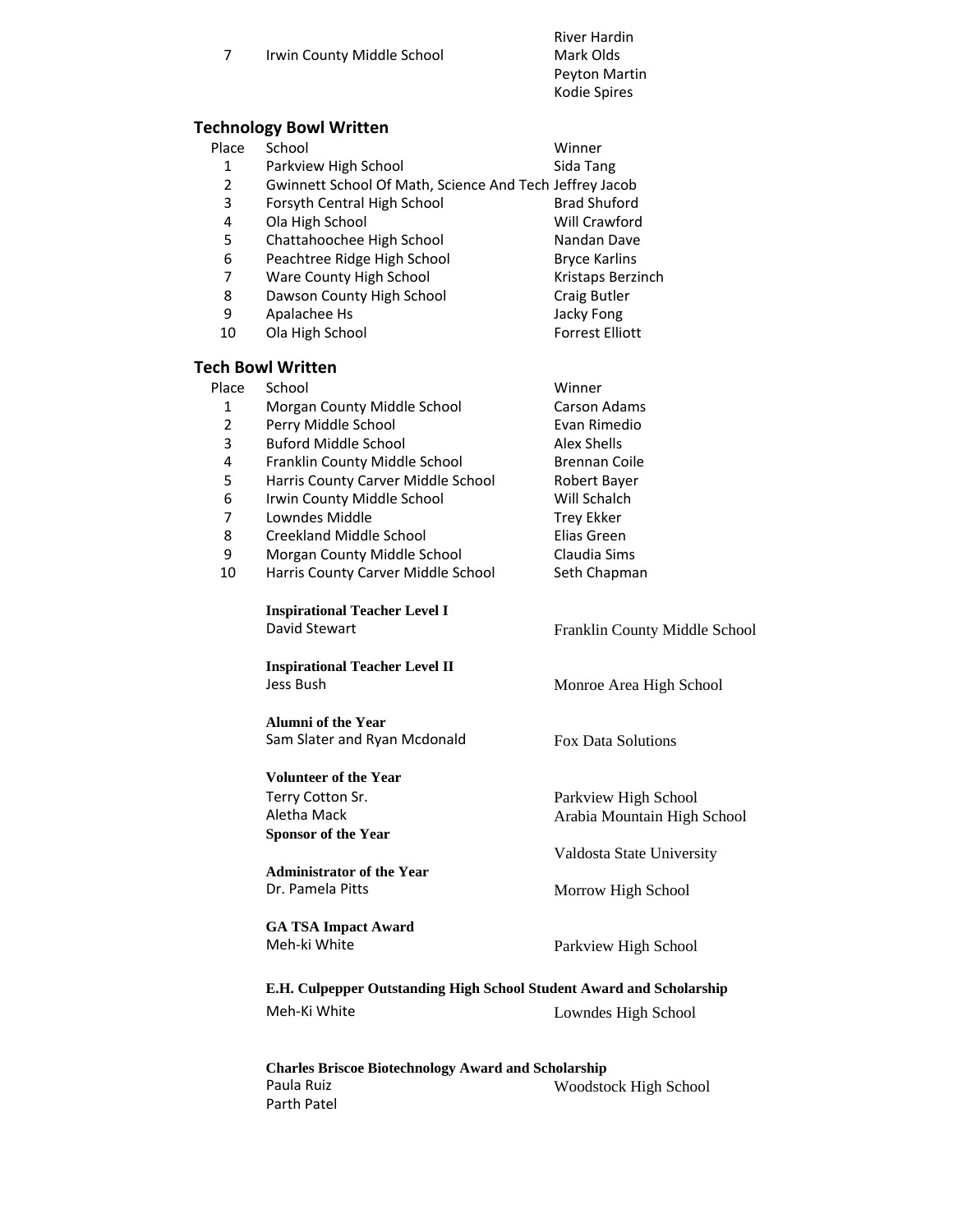| | | |
|---|---|---|
| 7 | Irwin County Middle School | River Hardin<br>Mark Olds<br>Peyton Martin<br>Kodie Spires |

### Technology Bowl Written

| Place | School | Winner |
|---|---|---|
| 1 | Parkview High School | Sida Tang |
| 2 | Gwinnett School Of Math, Science And Tech | Jeffrey Jacob |
| 3 | Forsyth Central High School | Brad Shuford |
| 4 | Ola High School | Will Crawford |
| 5 | Chattahoochee High School | Nandan Dave |
| 6 | Peachtree Ridge High School | Bryce Karlins |
| 7 | Ware County High School | Kristaps Berzinch |
| 8 | Dawson County High School | Craig Butler |
| 9 | Apalachee Hs | Jacky Fong |
| 10 | Ola High School | Forrest Elliott |

### Tech Bowl Written

| Place | School | Winner |
|---|---|---|
| 1 | Morgan County Middle School | Carson Adams |
| 2 | Perry Middle School | Evan Rimedio |
| 3 | Buford Middle School | Alex Shells |
| 4 | Franklin County Middle School | Brennan Coile |
| 5 | Harris County Carver Middle School | Robert Bayer |
| 6 | Irwin County Middle School | Will Schalch |
| 7 | Lowndes Middle | Trey Ekker |
| 8 | Creekland Middle School | Elias Green |
| 9 | Morgan County Middle School | Claudia Sims |
| 10 | Harris County Carver Middle School | Seth Chapman |

**Inspirational Teacher Level I**
David Stewart — Franklin County Middle School

**Inspirational Teacher Level II**
Jess Bush — Monroe Area High School

**Alumni of the Year**
Sam Slater and Ryan Mcdonald — Fox Data Solutions

**Volunteer of the Year**
Terry Cotton Sr. — Parkview High School
Aletha Mack — Arabia Mountain High School

**Sponsor of the Year**
Valdosta State University

**Administrator of the Year**
Dr. Pamela Pitts — Morrow High School

**GA TSA Impact Award**
Meh-ki White — Parkview High School

**E.H. Culpepper Outstanding High School Student Award and Scholarship**
Meh-Ki White — Lowndes High School

**Charles Briscoe Biotechnology Award and Scholarship**
Paula Ruiz — Woodstock High School
Parth Patel